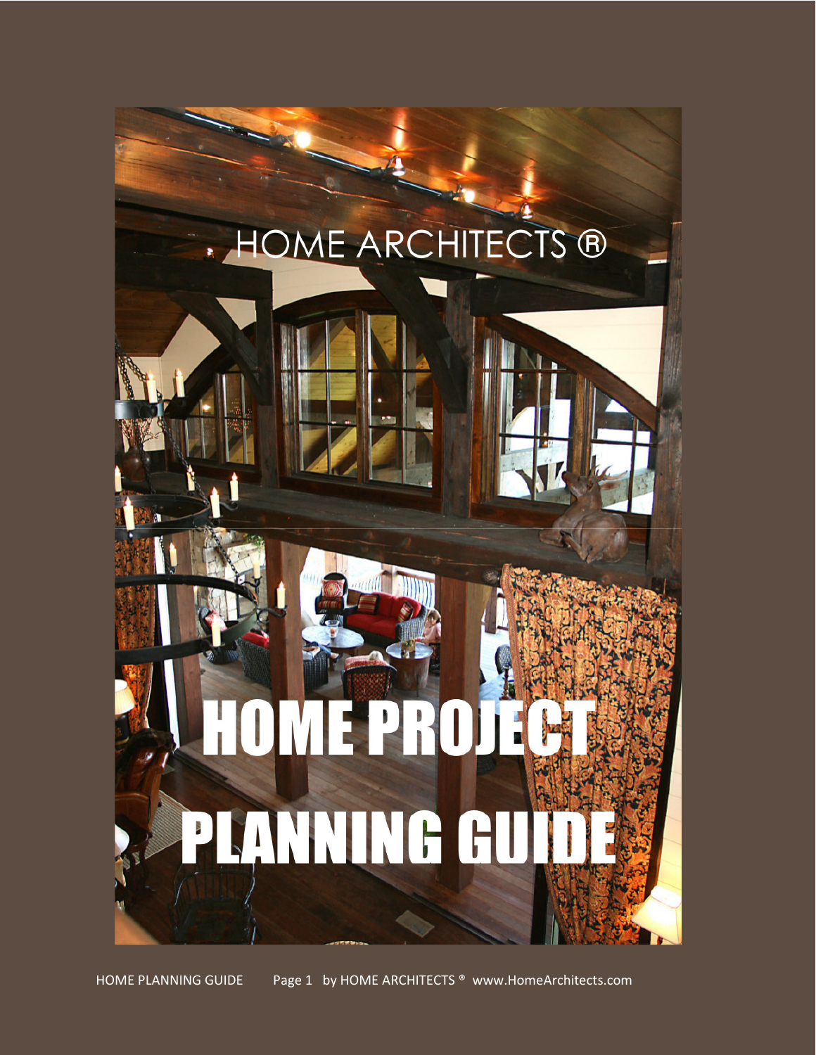HOME ARCHITECTS ®

# HOME PROJECT PLANNING GUIDE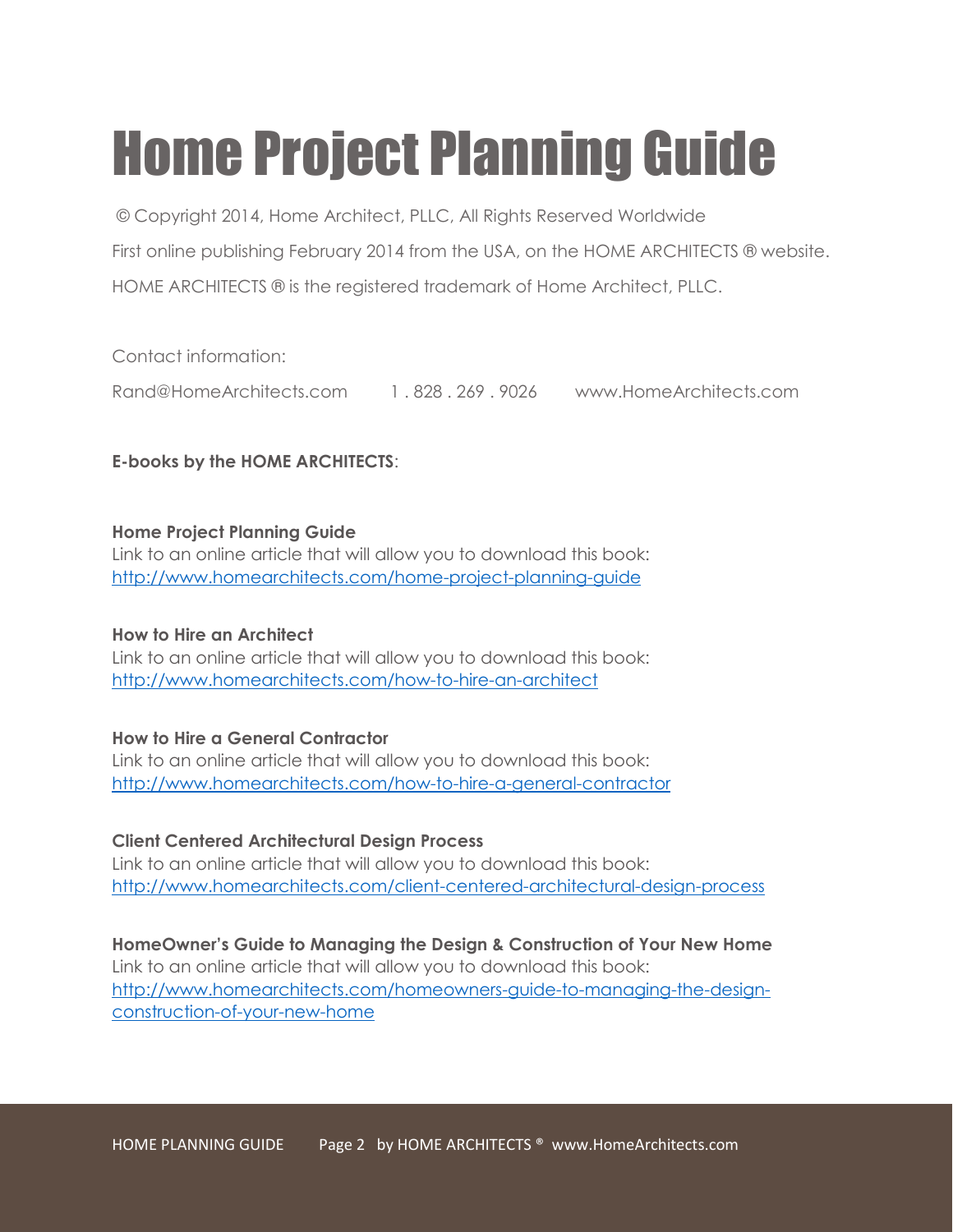# Home Project Planning Guide

© Copyright 2014, Home Architect, PLLC, All Rights Reserved Worldwide

First online publishing February 2014 from the USA, on the HOME ARCHITECTS ® website.

HOME ARCHITECTS ® is the registered trademark of Home Architect, PLLC.

Contact information:

Rand@HomeArchitects.com    1 . 828 . 269 . 9026    www.HomeArchitects.com

**E-books by the HOME ARCHITECTS**:

**Home Project Planning Guide**
Link to an online article that will allow you to download this book:
http://www.homearchitects.com/home-project-planning-guide

**How to Hire an Architect**
Link to an online article that will allow you to download this book:
http://www.homearchitects.com/how-to-hire-an-architect

**How to Hire a General Contractor**
Link to an online article that will allow you to download this book:
http://www.homearchitects.com/how-to-hire-a-general-contractor

**Client Centered Architectural Design Process**
Link to an online article that will allow you to download this book:
http://www.homearchitects.com/client-centered-architectural-design-process

**HomeOwner's Guide to Managing the Design & Construction of Your New Home**
Link to an online article that will allow you to download this book:
http://www.homearchitects.com/homeowners-guide-to-managing-the-design-construction-of-your-new-home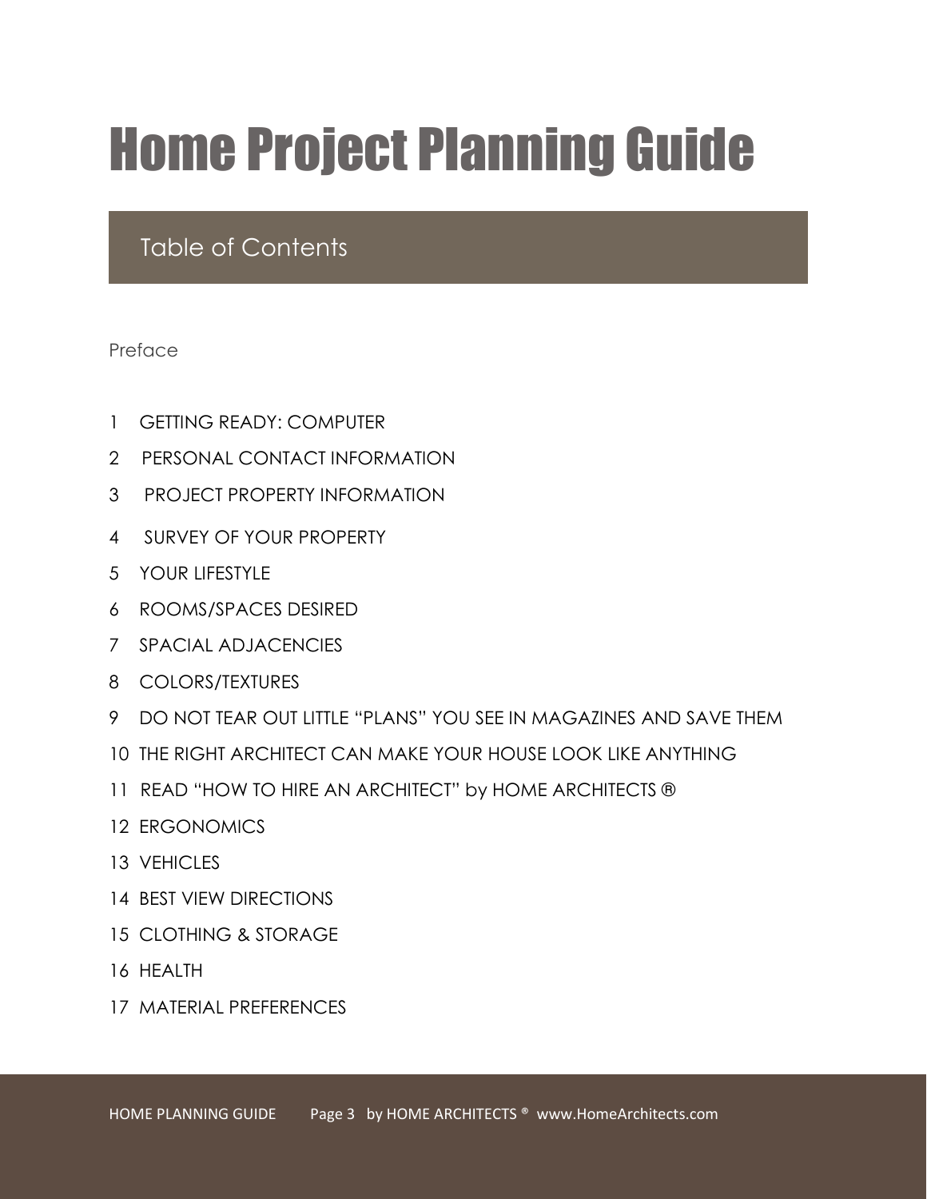# Home Project Planning Guide

## Table of Contents

Preface

1 GETTING READY: COMPUTER
2 PERSONAL CONTACT INFORMATION
3 PROJECT PROPERTY INFORMATION
4 SURVEY OF YOUR PROPERTY
5 YOUR LIFESTYLE
6 ROOMS/SPACES DESIRED
7 SPACIAL ADJACENCIES
8 COLORS/TEXTURES
9 DO NOT TEAR OUT LITTLE “PLANS” YOU SEE IN MAGAZINES AND SAVE THEM
10 THE RIGHT ARCHITECT CAN MAKE YOUR HOUSE LOOK LIKE ANYTHING
11 READ “HOW TO HIRE AN ARCHITECT” by HOME ARCHITECTS ®
12 ERGONOMICS
13 VEHICLES
14 BEST VIEW DIRECTIONS
15 CLOTHING & STORAGE
16 HEALTH
17 MATERIAL PREFERENCES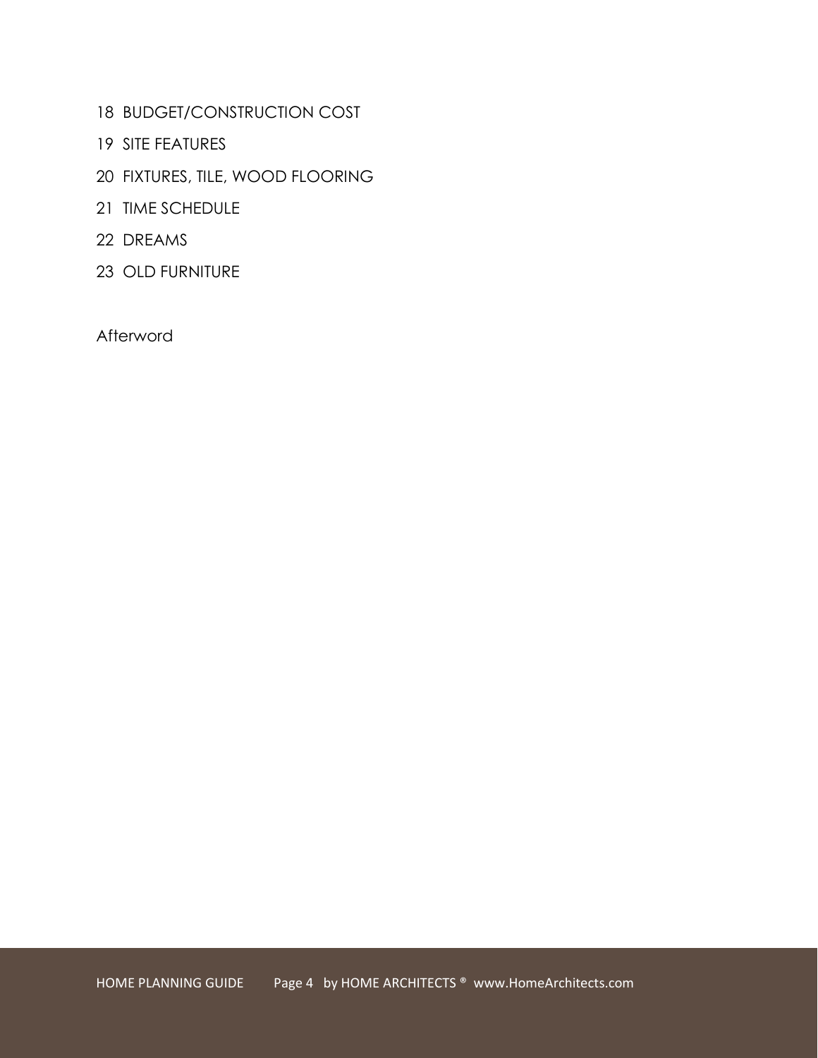18 BUDGET/CONSTRUCTION COST

19 SITE FEATURES

20 FIXTURES, TILE, WOOD FLOORING

21 TIME SCHEDULE

22 DREAMS

23 OLD FURNITURE

Afterword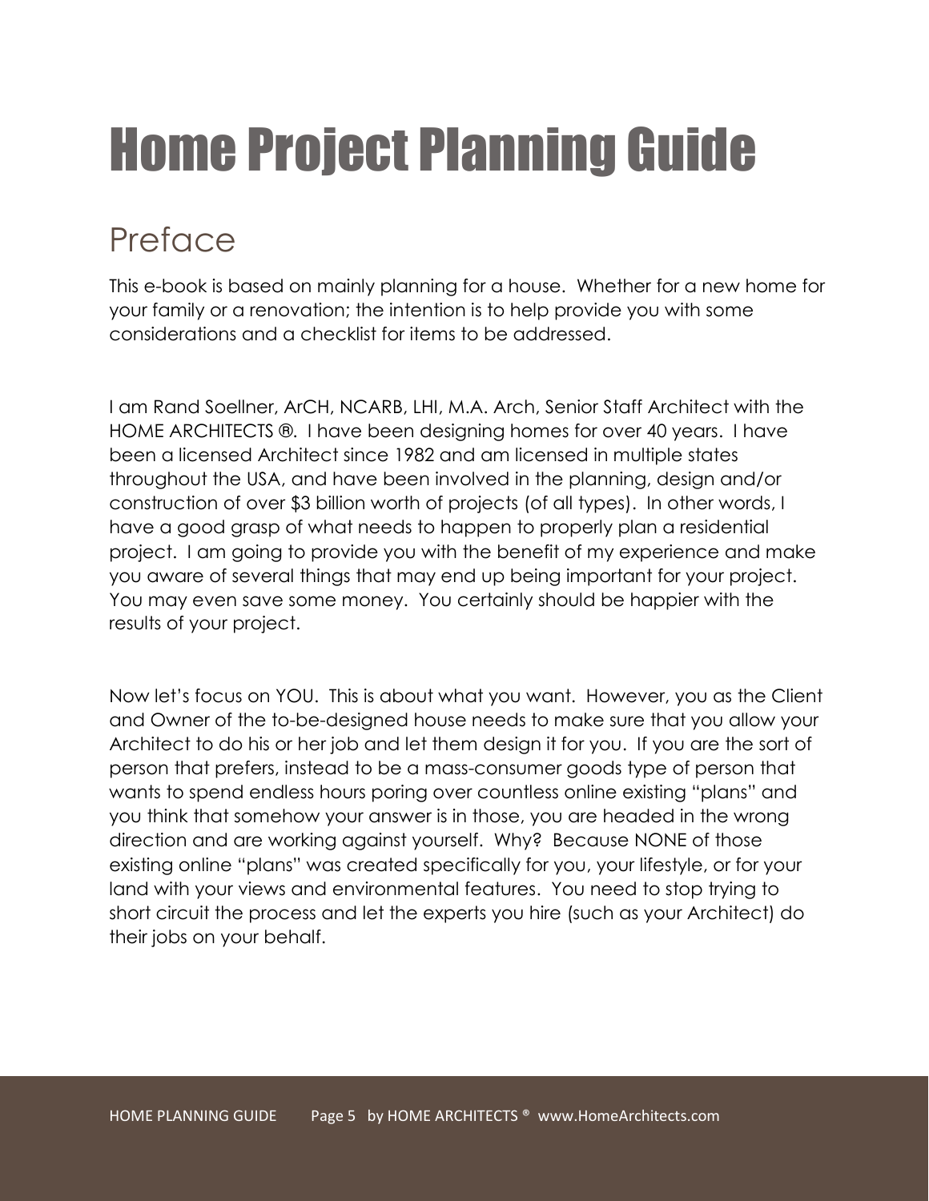# Home Project Planning Guide

## Preface

This e-book is based on mainly planning for a house. Whether for a new home for your family or a renovation; the intention is to help provide you with some considerations and a checklist for items to be addressed.

I am Rand Soellner, ArCH, NCARB, LHI, M.A. Arch, Senior Staff Architect with the HOME ARCHITECTS ®. I have been designing homes for over 40 years. I have been a licensed Architect since 1982 and am licensed in multiple states throughout the USA, and have been involved in the planning, design and/or construction of over $3 billion worth of projects (of all types). In other words, I have a good grasp of what needs to happen to properly plan a residential project. I am going to provide you with the benefit of my experience and make you aware of several things that may end up being important for your project. You may even save some money. You certainly should be happier with the results of your project.

Now let's focus on YOU. This is about what you want. However, you as the Client and Owner of the to-be-designed house needs to make sure that you allow your Architect to do his or her job and let them design it for you. If you are the sort of person that prefers, instead to be a mass-consumer goods type of person that wants to spend endless hours poring over countless online existing "plans" and you think that somehow your answer is in those, you are headed in the wrong direction and are working against yourself. Why? Because NONE of those existing online "plans" was created specifically for you, your lifestyle, or for your land with your views and environmental features. You need to stop trying to short circuit the process and let the experts you hire (such as your Architect) do their jobs on your behalf.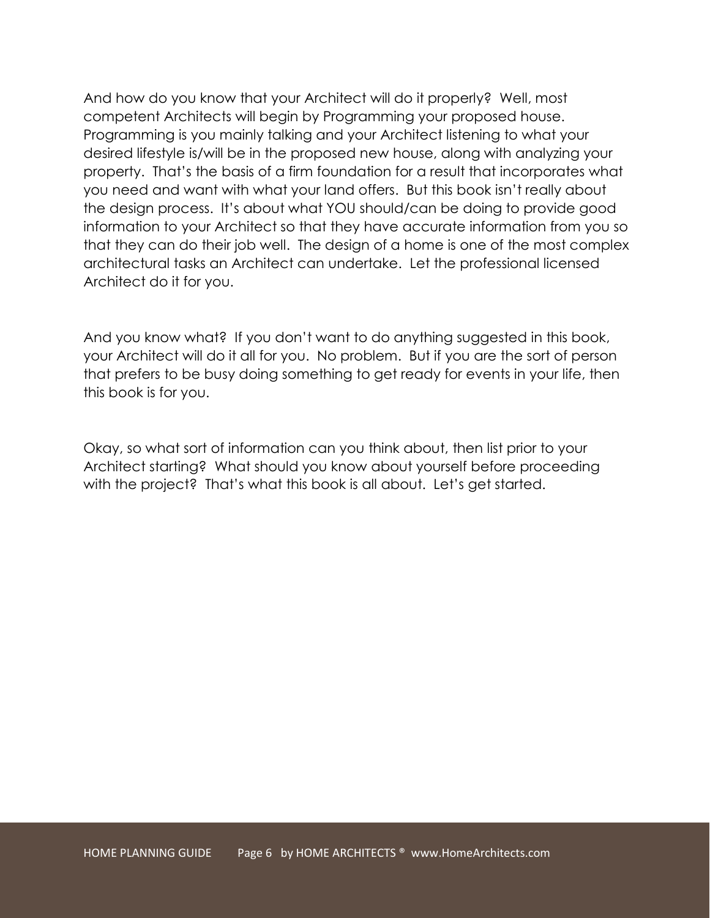And how do you know that your Architect will do it properly? Well, most competent Architects will begin by Programming your proposed house. Programming is you mainly talking and your Architect listening to what your desired lifestyle is/will be in the proposed new house, along with analyzing your property. That's the basis of a firm foundation for a result that incorporates what you need and want with what your land offers. But this book isn't really about the design process. It's about what YOU should/can be doing to provide good information to your Architect so that they have accurate information from you so that they can do their job well. The design of a home is one of the most complex architectural tasks an Architect can undertake. Let the professional licensed Architect do it for you.

And you know what? If you don't want to do anything suggested in this book, your Architect will do it all for you. No problem. But if you are the sort of person that prefers to be busy doing something to get ready for events in your life, then this book is for you.

Okay, so what sort of information can you think about, then list prior to your Architect starting? What should you know about yourself before proceeding with the project? That's what this book is all about. Let's get started.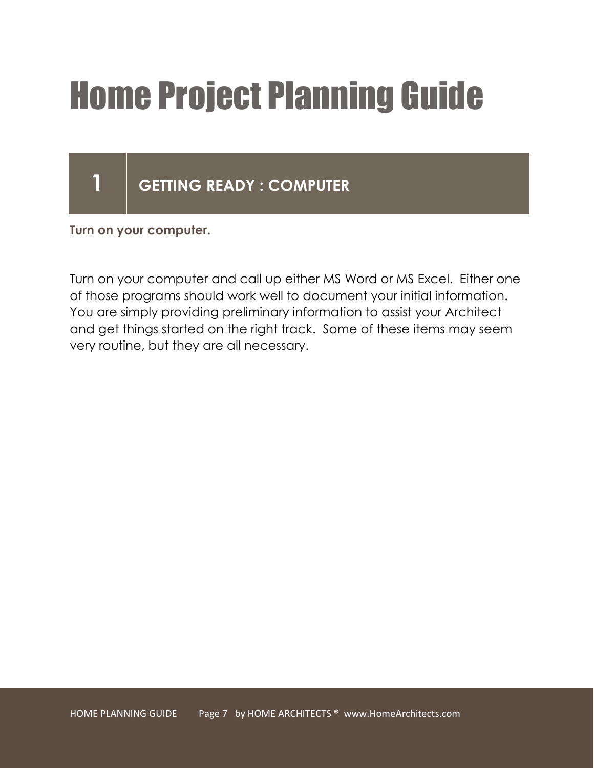# Home Project Planning Guide

## 1 GETTING READY : COMPUTER

**Turn on your computer.**

Turn on your computer and call up either MS Word or MS Excel. Either one of those programs should work well to document your initial information. You are simply providing preliminary information to assist your Architect and get things started on the right track. Some of these items may seem very routine, but they are all necessary.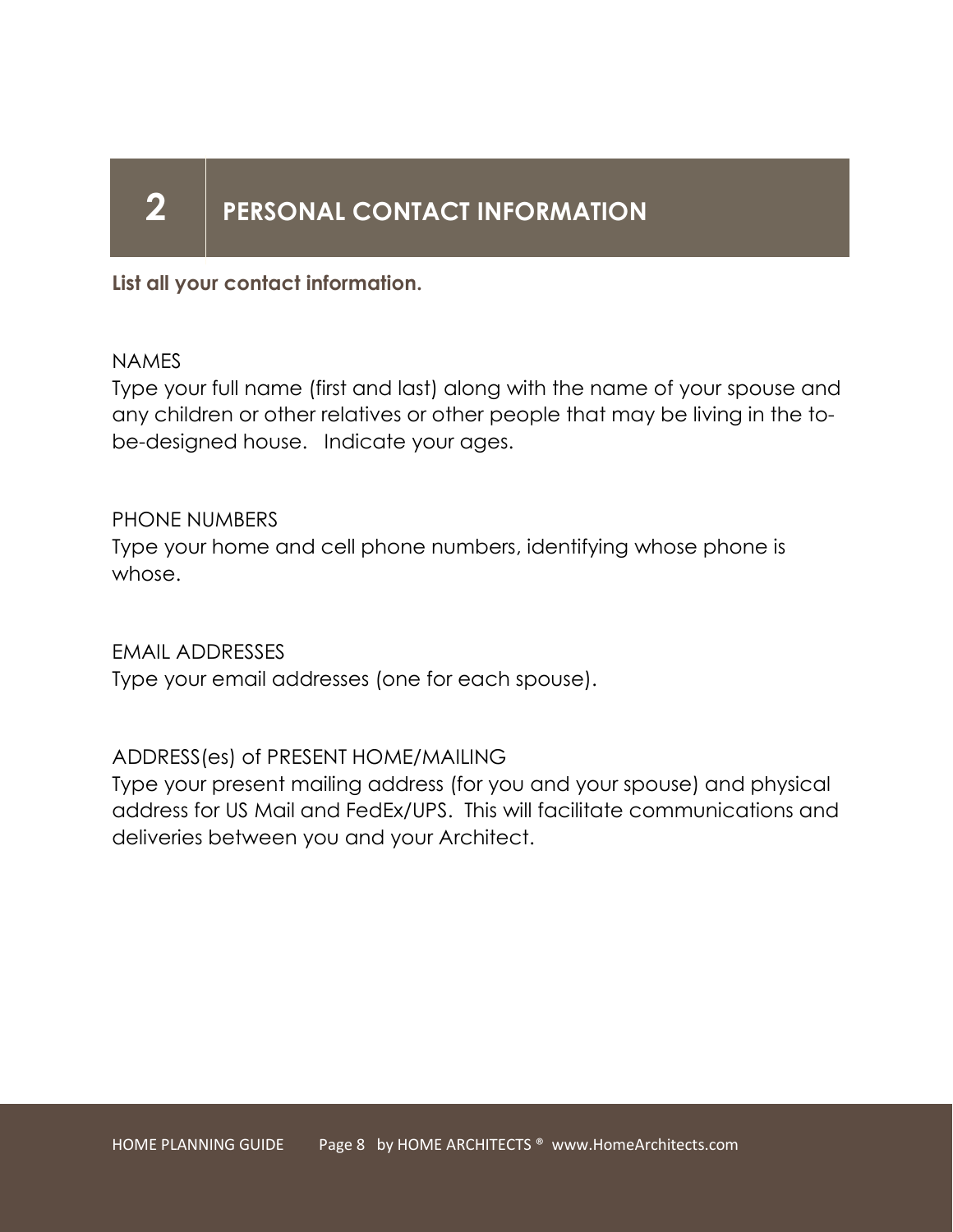## 2 PERSONAL CONTACT INFORMATION

**List all your contact information.**

NAMES

Type your full name (first and last) along with the name of your spouse and any children or other relatives or other people that may be living in the to-be-designed house. Indicate your ages.

PHONE NUMBERS

Type your home and cell phone numbers, identifying whose phone is whose.

EMAIL ADDRESSES

Type your email addresses (one for each spouse).

ADDRESS(es) of PRESENT HOME/MAILING

Type your present mailing address (for you and your spouse) and physical address for US Mail and FedEx/UPS. This will facilitate communications and deliveries between you and your Architect.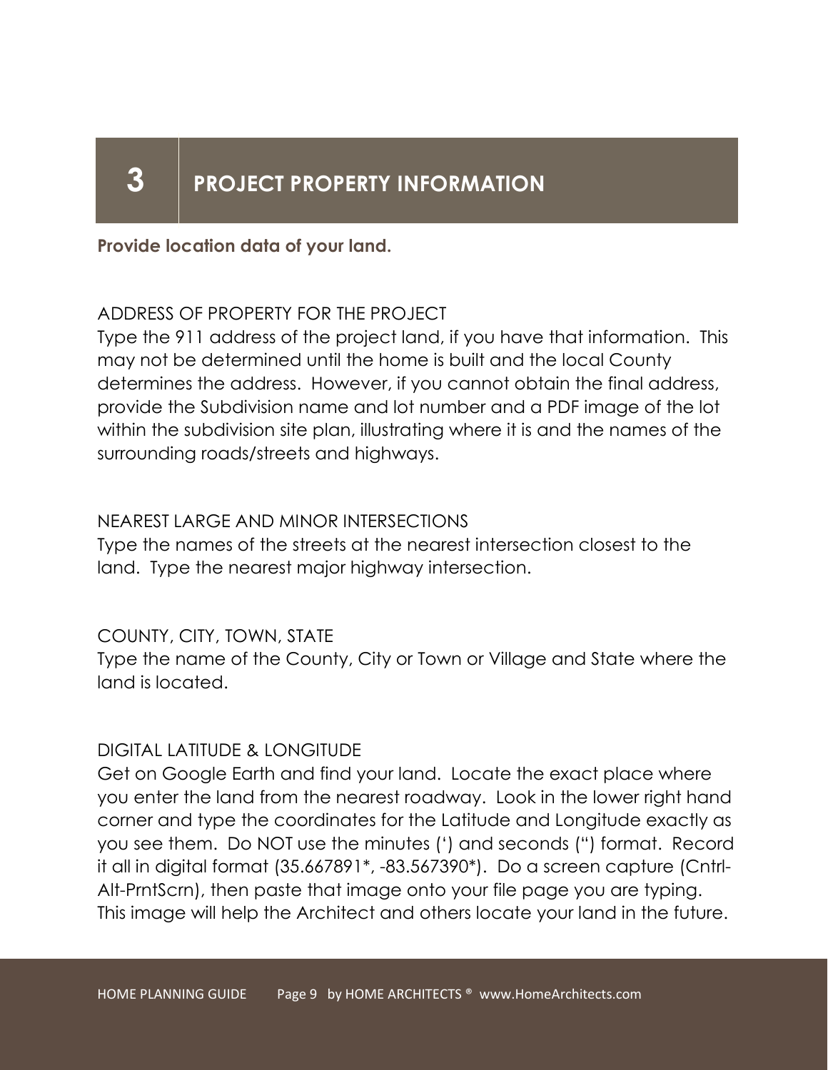# 3 PROJECT PROPERTY INFORMATION

**Provide location data of your land.**

ADDRESS OF PROPERTY FOR THE PROJECT

Type the 911 address of the project land, if you have that information. This may not be determined until the home is built and the local County determines the address. However, if you cannot obtain the final address, provide the Subdivision name and lot number and a PDF image of the lot within the subdivision site plan, illustrating where it is and the names of the surrounding roads/streets and highways.

NEAREST LARGE AND MINOR INTERSECTIONS

Type the names of the streets at the nearest intersection closest to the land. Type the nearest major highway intersection.

COUNTY, CITY, TOWN, STATE

Type the name of the County, City or Town or Village and State where the land is located.

DIGITAL LATITUDE & LONGITUDE

Get on Google Earth and find your land. Locate the exact place where you enter the land from the nearest roadway. Look in the lower right hand corner and type the coordinates for the Latitude and Longitude exactly as you see them. Do NOT use the minutes (') and seconds (") format. Record it all in digital format (35.667891*, -83.567390*). Do a screen capture (Cntrl-Alt-PrntScrn), then paste that image onto your file page you are typing. This image will help the Architect and others locate your land in the future.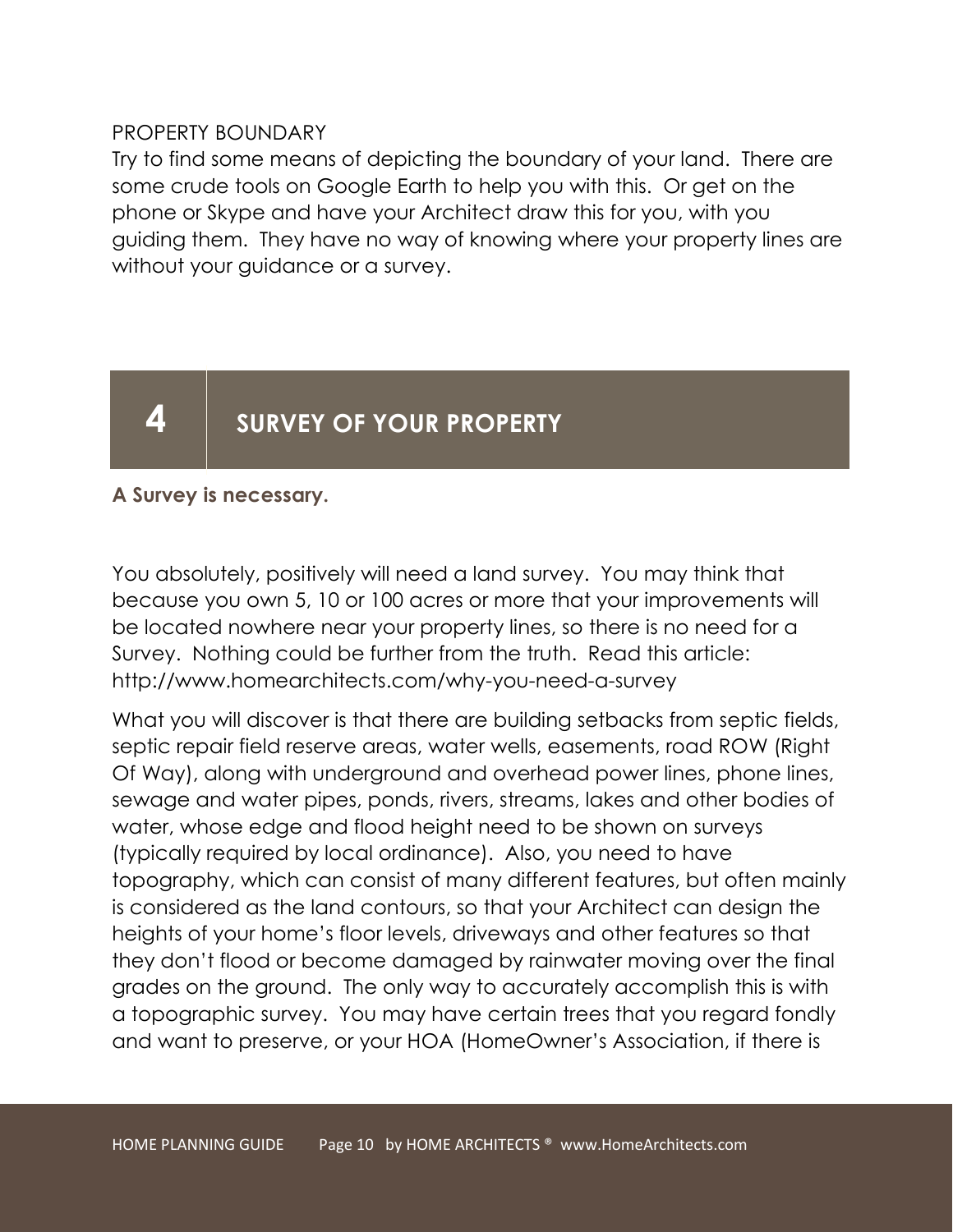PROPERTY BOUNDARY

Try to find some means of depicting the boundary of your land. There are some crude tools on Google Earth to help you with this. Or get on the phone or Skype and have your Architect draw this for you, with you guiding them. They have no way of knowing where your property lines are without your guidance or a survey.

## 4 SURVEY OF YOUR PROPERTY

**A Survey is necessary.**

You absolutely, positively will need a land survey. You may think that because you own 5, 10 or 100 acres or more that your improvements will be located nowhere near your property lines, so there is no need for a Survey. Nothing could be further from the truth. Read this article: http://www.homearchitects.com/why-you-need-a-survey

What you will discover is that there are building setbacks from septic fields, septic repair field reserve areas, water wells, easements, road ROW (Right Of Way), along with underground and overhead power lines, phone lines, sewage and water pipes, ponds, rivers, streams, lakes and other bodies of water, whose edge and flood height need to be shown on surveys (typically required by local ordinance). Also, you need to have topography, which can consist of many different features, but often mainly is considered as the land contours, so that your Architect can design the heights of your home's floor levels, driveways and other features so that they don't flood or become damaged by rainwater moving over the final grades on the ground. The only way to accurately accomplish this is with a topographic survey. You may have certain trees that you regard fondly and want to preserve, or your HOA (HomeOwner's Association, if there is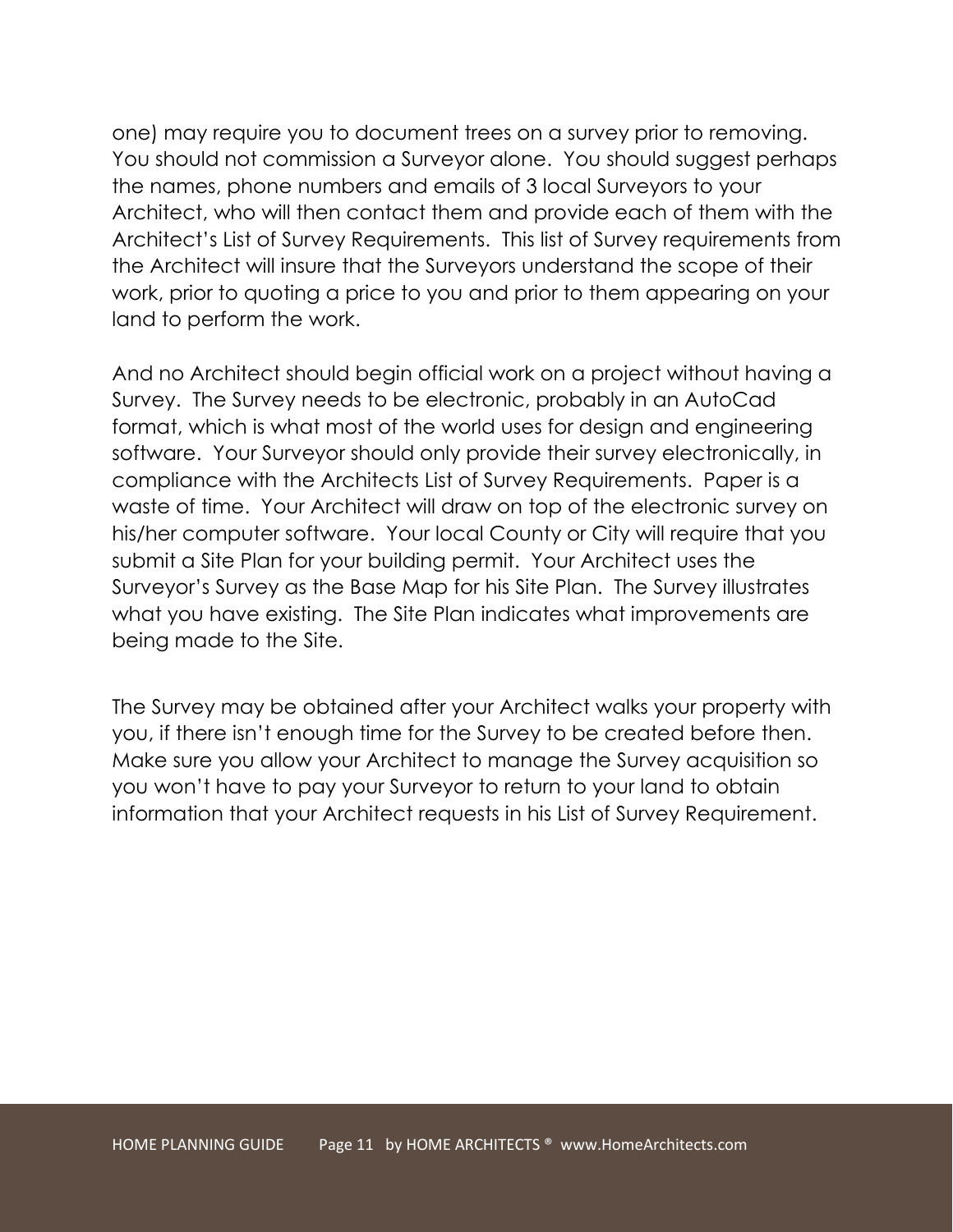one) may require you to document trees on a survey prior to removing. You should not commission a Surveyor alone. You should suggest perhaps the names, phone numbers and emails of 3 local Surveyors to your Architect, who will then contact them and provide each of them with the Architect's List of Survey Requirements. This list of Survey requirements from the Architect will insure that the Surveyors understand the scope of their work, prior to quoting a price to you and prior to them appearing on your land to perform the work.

And no Architect should begin official work on a project without having a Survey. The Survey needs to be electronic, probably in an AutoCad format, which is what most of the world uses for design and engineering software. Your Surveyor should only provide their survey electronically, in compliance with the Architects List of Survey Requirements. Paper is a waste of time. Your Architect will draw on top of the electronic survey on his/her computer software. Your local County or City will require that you submit a Site Plan for your building permit. Your Architect uses the Surveyor's Survey as the Base Map for his Site Plan. The Survey illustrates what you have existing. The Site Plan indicates what improvements are being made to the Site.

The Survey may be obtained after your Architect walks your property with you, if there isn't enough time for the Survey to be created before then. Make sure you allow your Architect to manage the Survey acquisition so you won't have to pay your Surveyor to return to your land to obtain information that your Architect requests in his List of Survey Requirement.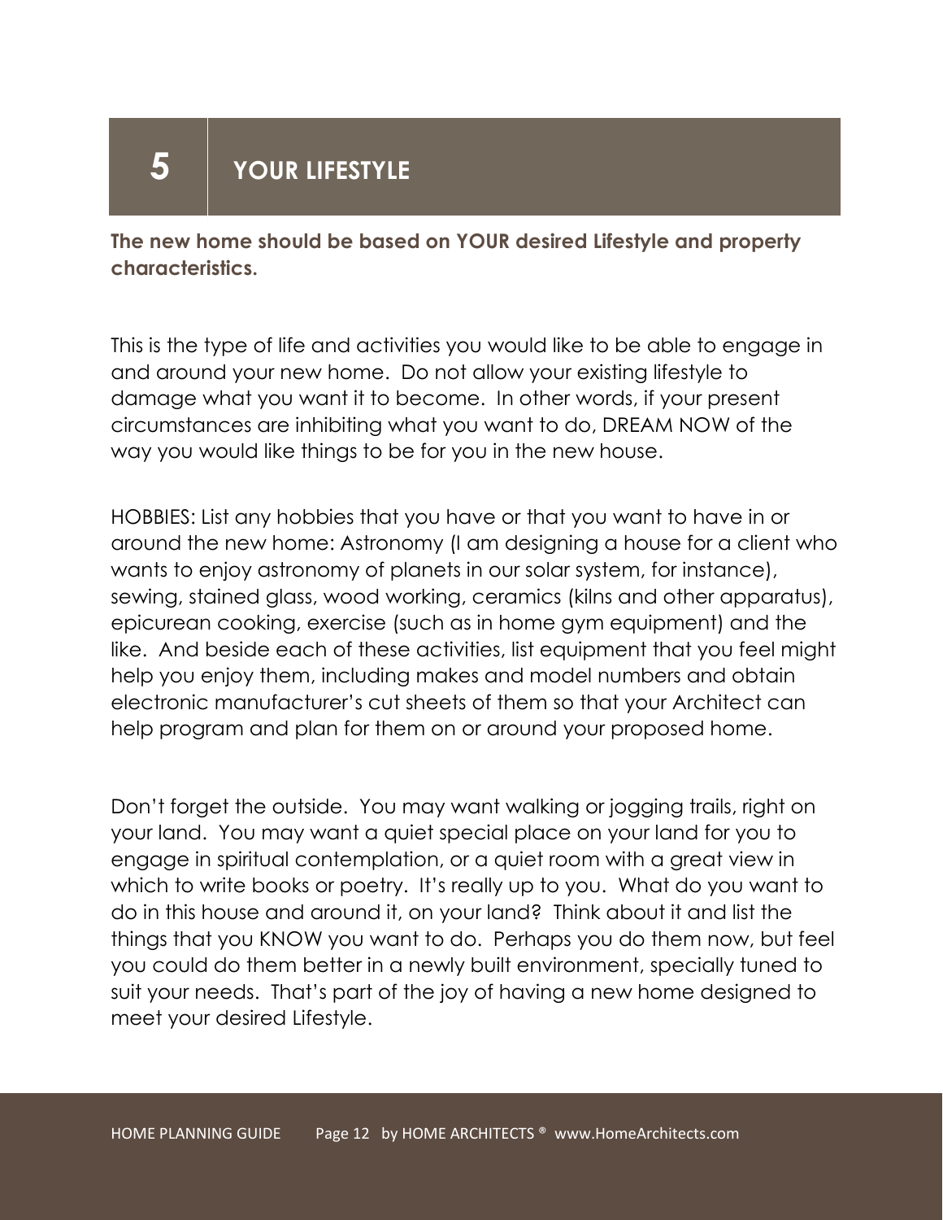# 5 YOUR LIFESTYLE

**The new home should be based on YOUR desired Lifestyle and property characteristics.**

This is the type of life and activities you would like to be able to engage in and around your new home. Do not allow your existing lifestyle to damage what you want it to become. In other words, if your present circumstances are inhibiting what you want to do, DREAM NOW of the way you would like things to be for you in the new house.

HOBBIES: List any hobbies that you have or that you want to have in or around the new home: Astronomy (I am designing a house for a client who wants to enjoy astronomy of planets in our solar system, for instance), sewing, stained glass, wood working, ceramics (kilns and other apparatus), epicurean cooking, exercise (such as in home gym equipment) and the like. And beside each of these activities, list equipment that you feel might help you enjoy them, including makes and model numbers and obtain electronic manufacturer's cut sheets of them so that your Architect can help program and plan for them on or around your proposed home.

Don't forget the outside. You may want walking or jogging trails, right on your land. You may want a quiet special place on your land for you to engage in spiritual contemplation, or a quiet room with a great view in which to write books or poetry. It's really up to you. What do you want to do in this house and around it, on your land? Think about it and list the things that you KNOW you want to do. Perhaps you do them now, but feel you could do them better in a newly built environment, specially tuned to suit your needs. That's part of the joy of having a new home designed to meet your desired Lifestyle.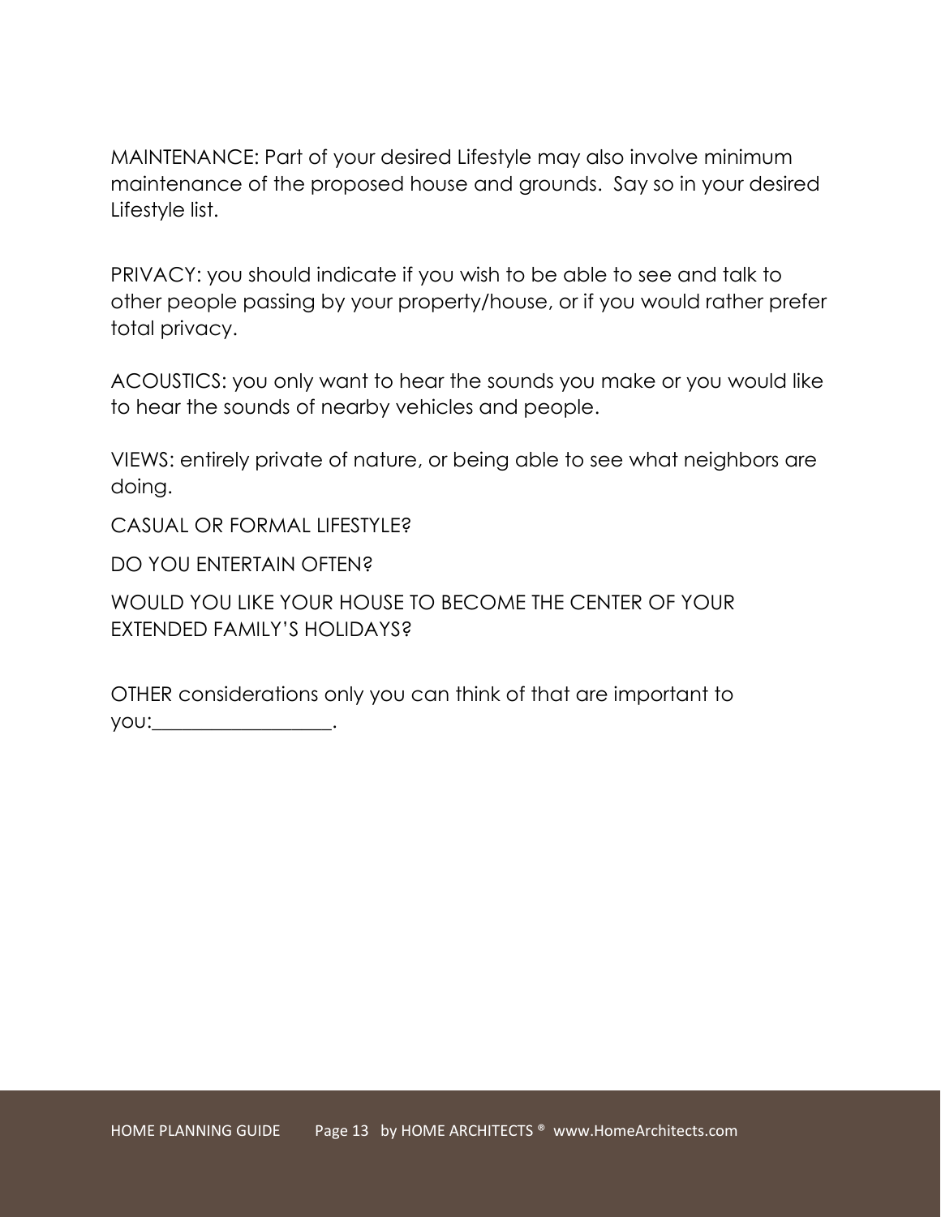MAINTENANCE: Part of your desired Lifestyle may also involve minimum maintenance of the proposed house and grounds.  Say so in your desired Lifestyle list.

PRIVACY: you should indicate if you wish to be able to see and talk to other people passing by your property/house, or if you would rather prefer total privacy.

ACOUSTICS: you only want to hear the sounds you make or you would like to hear the sounds of nearby vehicles and people.

VIEWS: entirely private of nature, or being able to see what neighbors are doing.

CASUAL OR FORMAL LIFESTYLE?

DO YOU ENTERTAIN OFTEN?

WOULD YOU LIKE YOUR HOUSE TO BECOME THE CENTER OF YOUR EXTENDED FAMILY'S HOLIDAYS?

OTHER considerations only you can think of that are important to you:_________________.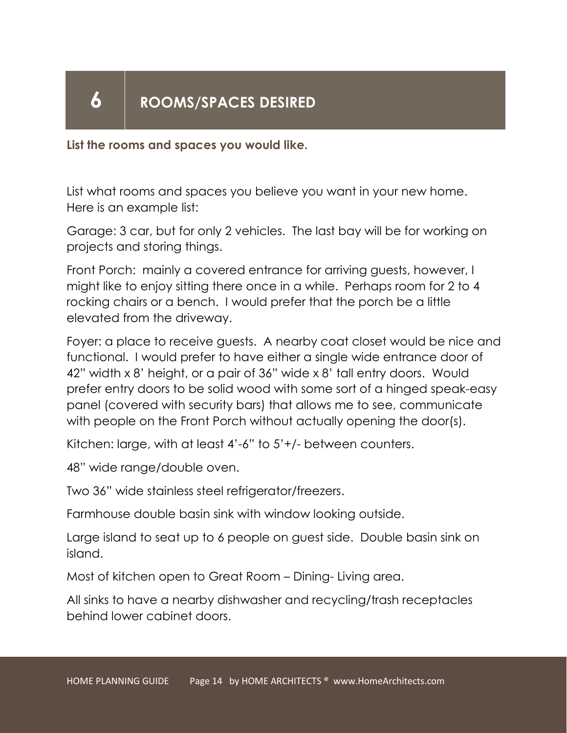# 6 ROOMS/SPACES DESIRED

**List the rooms and spaces you would like.**

List what rooms and spaces you believe you want in your new home. Here is an example list:

Garage: 3 car, but for only 2 vehicles. The last bay will be for working on projects and storing things.

Front Porch: mainly a covered entrance for arriving guests, however, I might like to enjoy sitting there once in a while. Perhaps room for 2 to 4 rocking chairs or a bench. I would prefer that the porch be a little elevated from the driveway.

Foyer: a place to receive guests. A nearby coat closet would be nice and functional. I would prefer to have either a single wide entrance door of 42" width x 8' height, or a pair of 36" wide x 8' tall entry doors. Would prefer entry doors to be solid wood with some sort of a hinged speak-easy panel (covered with security bars) that allows me to see, communicate with people on the Front Porch without actually opening the door(s).

Kitchen: large, with at least 4'-6" to 5'+/- between counters.

48" wide range/double oven.

Two 36" wide stainless steel refrigerator/freezers.

Farmhouse double basin sink with window looking outside.

Large island to seat up to 6 people on guest side. Double basin sink on island.

Most of kitchen open to Great Room – Dining- Living area.

All sinks to have a nearby dishwasher and recycling/trash receptacles behind lower cabinet doors.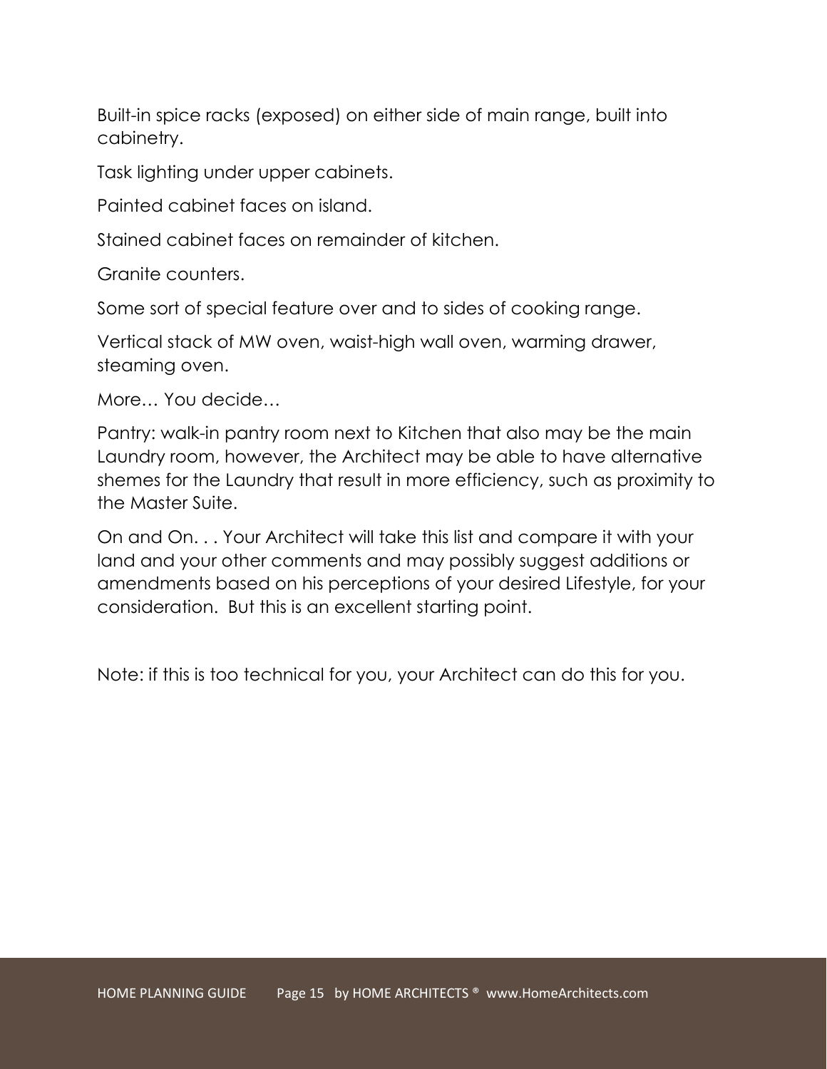Built-in spice racks (exposed) on either side of main range, built into cabinetry.

Task lighting under upper cabinets.

Painted cabinet faces on island.

Stained cabinet faces on remainder of kitchen.

Granite counters.

Some sort of special feature over and to sides of cooking range.

Vertical stack of MW oven, waist-high wall oven, warming drawer, steaming oven.

More… You decide…

Pantry: walk-in pantry room next to Kitchen that also may be the main Laundry room, however, the Architect may be able to have alternative shemes for the Laundry that result in more efficiency, such as proximity to the Master Suite.

On and On. . . Your Architect will take this list and compare it with your land and your other comments and may possibly suggest additions or amendments based on his perceptions of your desired Lifestyle, for your consideration. But this is an excellent starting point.

Note: if this is too technical for you, your Architect can do this for you.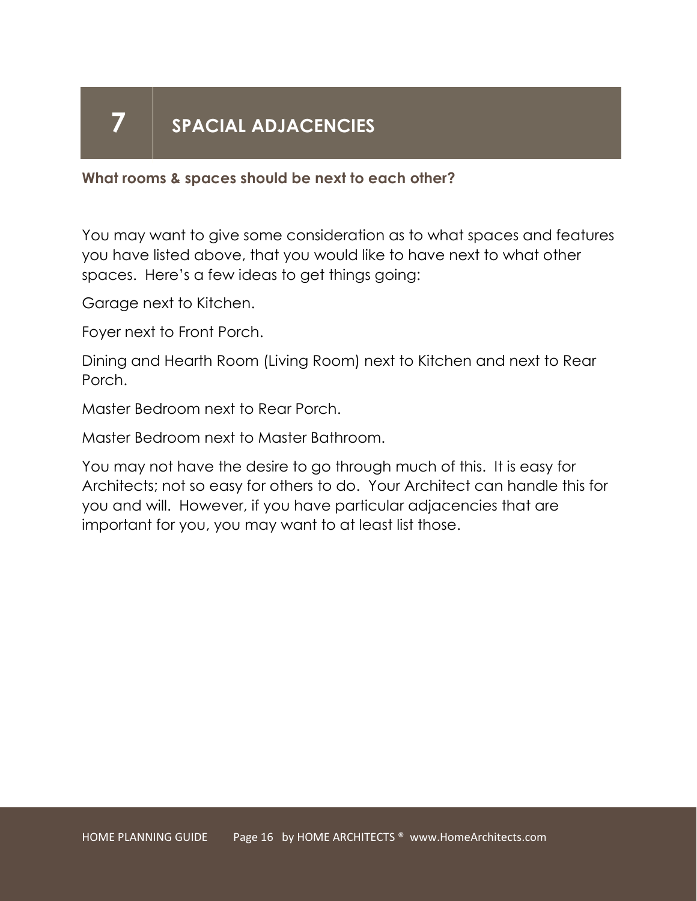# 7 SPACIAL ADJACENCIES

**What rooms & spaces should be next to each other?**

You may want to give some consideration as to what spaces and features you have listed above, that you would like to have next to what other spaces. Here's a few ideas to get things going:

Garage next to Kitchen.

Foyer next to Front Porch.

Dining and Hearth Room (Living Room) next to Kitchen and next to Rear Porch.

Master Bedroom next to Rear Porch.

Master Bedroom next to Master Bathroom.

You may not have the desire to go through much of this. It is easy for Architects; not so easy for others to do. Your Architect can handle this for you and will. However, if you have particular adjacencies that are important for you, you may want to at least list those.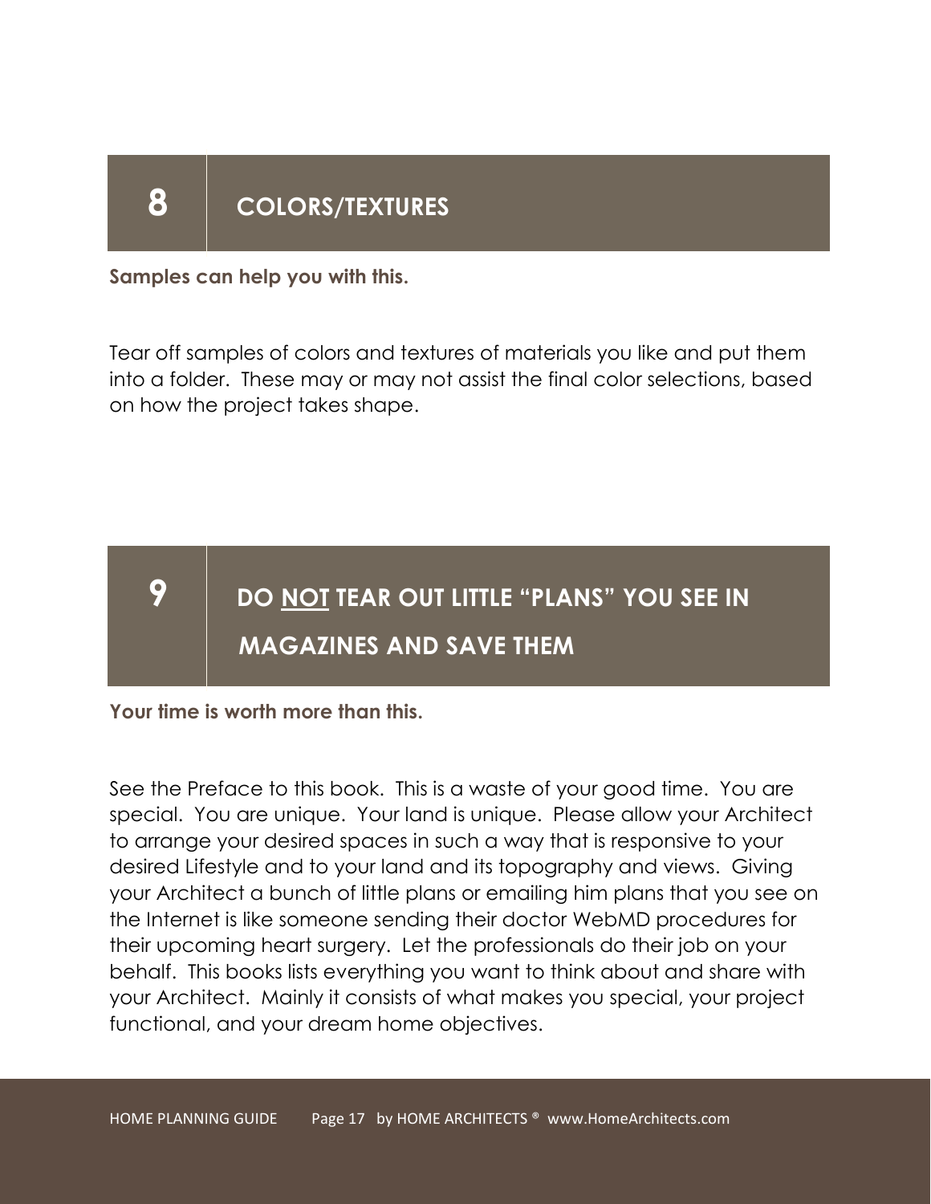## 8 COLORS/TEXTURES

**Samples can help you with this.**

Tear off samples of colors and textures of materials you like and put them into a folder. These may or may not assist the final color selections, based on how the project takes shape.

## 9 DO <u>NOT</u> TEAR OUT LITTLE "PLANS" YOU SEE IN MAGAZINES AND SAVE THEM

**Your time is worth more than this.**

See the Preface to this book. This is a waste of your good time. You are special. You are unique. Your land is unique. Please allow your Architect to arrange your desired spaces in such a way that is responsive to your desired Lifestyle and to your land and its topography and views. Giving your Architect a bunch of little plans or emailing him plans that you see on the Internet is like someone sending their doctor WebMD procedures for their upcoming heart surgery. Let the professionals do their job on your behalf. This books lists everything you want to think about and share with your Architect. Mainly it consists of what makes you special, your project functional, and your dream home objectives.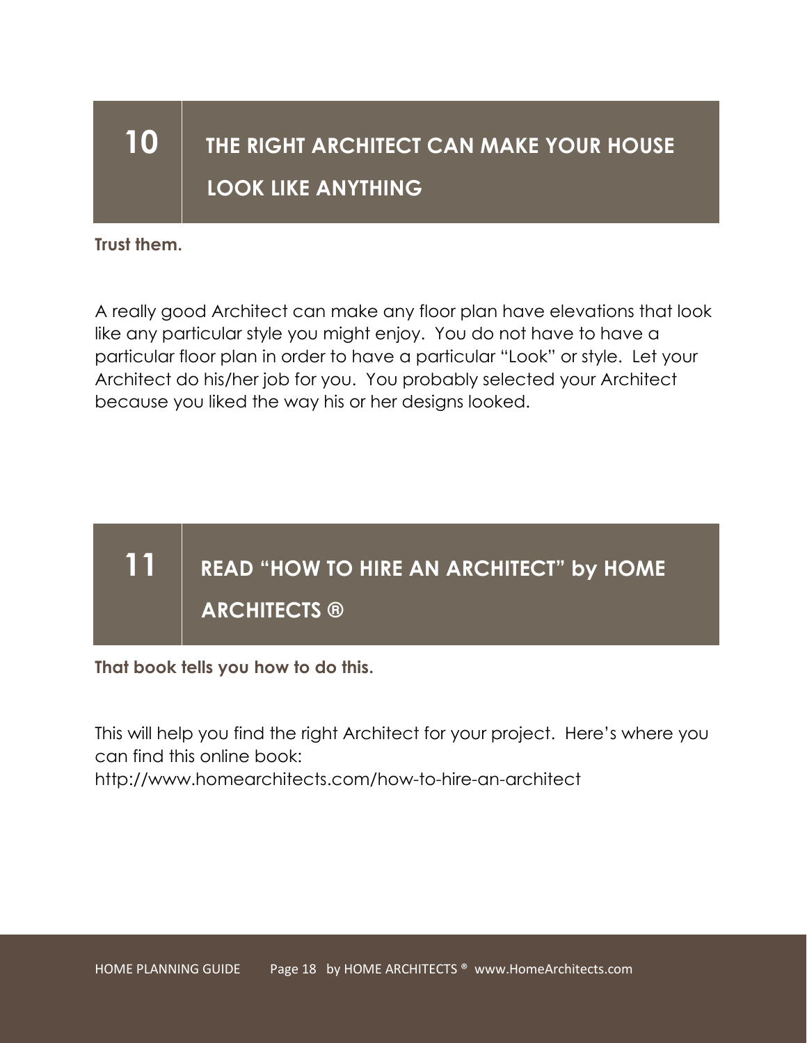## 10 THE RIGHT ARCHITECT CAN MAKE YOUR HOUSE LOOK LIKE ANYTHING

**Trust them.**

A really good Architect can make any floor plan have elevations that look like any particular style you might enjoy. You do not have to have a particular floor plan in order to have a particular "Look" or style. Let your Architect do his/her job for you. You probably selected your Architect because you liked the way his or her designs looked.

## 11 READ "HOW TO HIRE AN ARCHITECT" by HOME ARCHITECTS ®

**That book tells you how to do this.**

This will help you find the right Architect for your project. Here's where you can find this online book:
http://www.homearchitects.com/how-to-hire-an-architect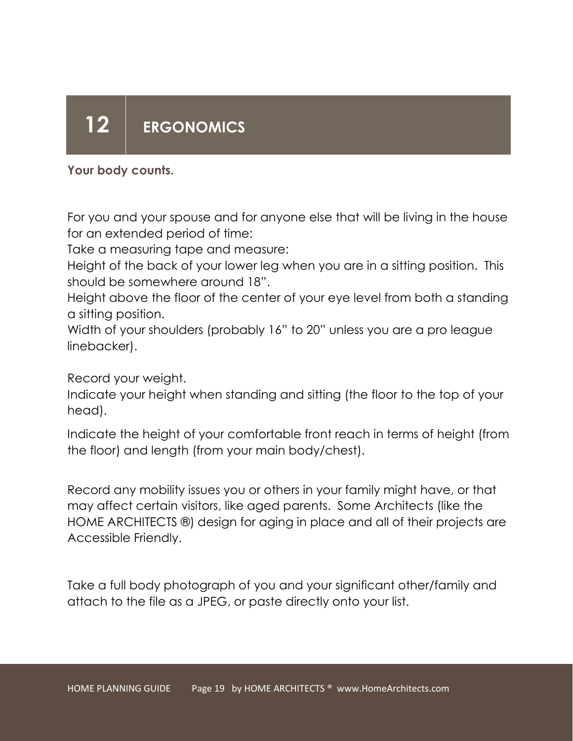# 12 ERGONOMICS

**Your body counts.**

For you and your spouse and for anyone else that will be living in the house for an extended period of time:

Take a measuring tape and measure:

Height of the back of your lower leg when you are in a sitting position. This should be somewhere around 18".

Height above the floor of the center of your eye level from both a standing a sitting position.

Width of your shoulders (probably 16" to 20" unless you are a pro league linebacker).

Record your weight.

Indicate your height when standing and sitting (the floor to the top of your head).

Indicate the height of your comfortable front reach in terms of height (from the floor) and length (from your main body/chest).

Record any mobility issues you or others in your family might have, or that may affect certain visitors, like aged parents. Some Architects (like the HOME ARCHITECTS ®) design for aging in place and all of their projects are Accessible Friendly.

Take a full body photograph of you and your significant other/family and attach to the file as a JPEG, or paste directly onto your list.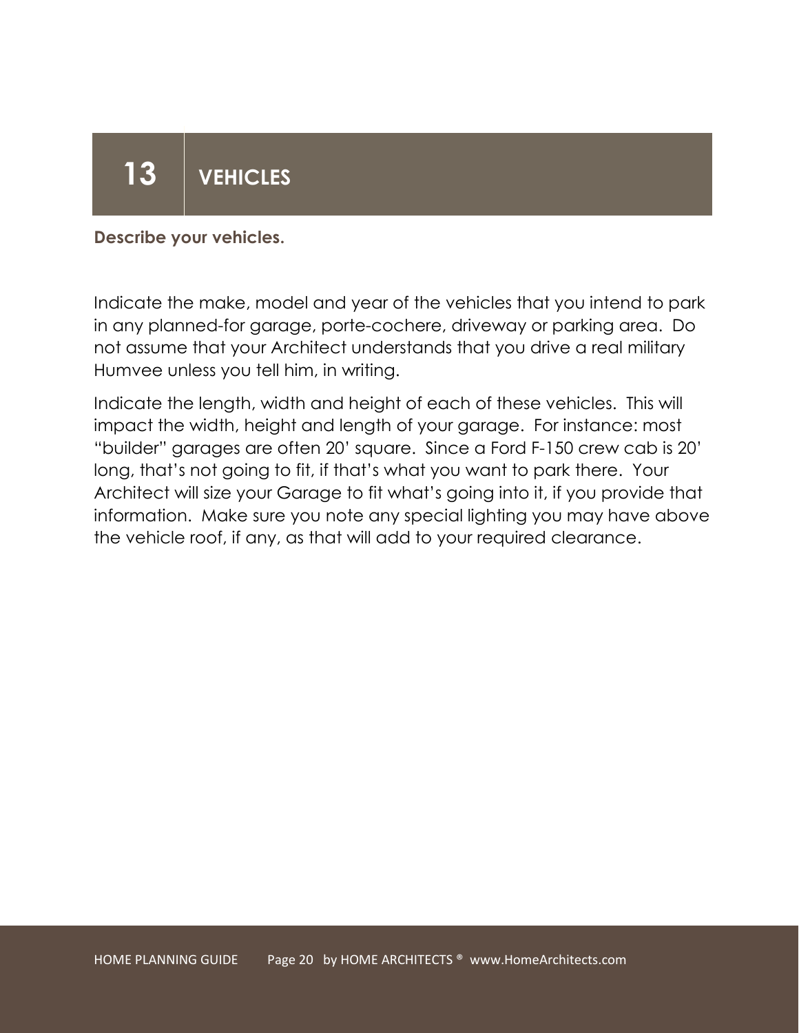# 13 VEHICLES

**Describe your vehicles.**

Indicate the make, model and year of the vehicles that you intend to park in any planned-for garage, porte-cochere, driveway or parking area. Do not assume that your Architect understands that you drive a real military Humvee unless you tell him, in writing.

Indicate the length, width and height of each of these vehicles. This will impact the width, height and length of your garage. For instance: most "builder" garages are often 20' square. Since a Ford F-150 crew cab is 20' long, that's not going to fit, if that's what you want to park there. Your Architect will size your Garage to fit what's going into it, if you provide that information. Make sure you note any special lighting you may have above the vehicle roof, if any, as that will add to your required clearance.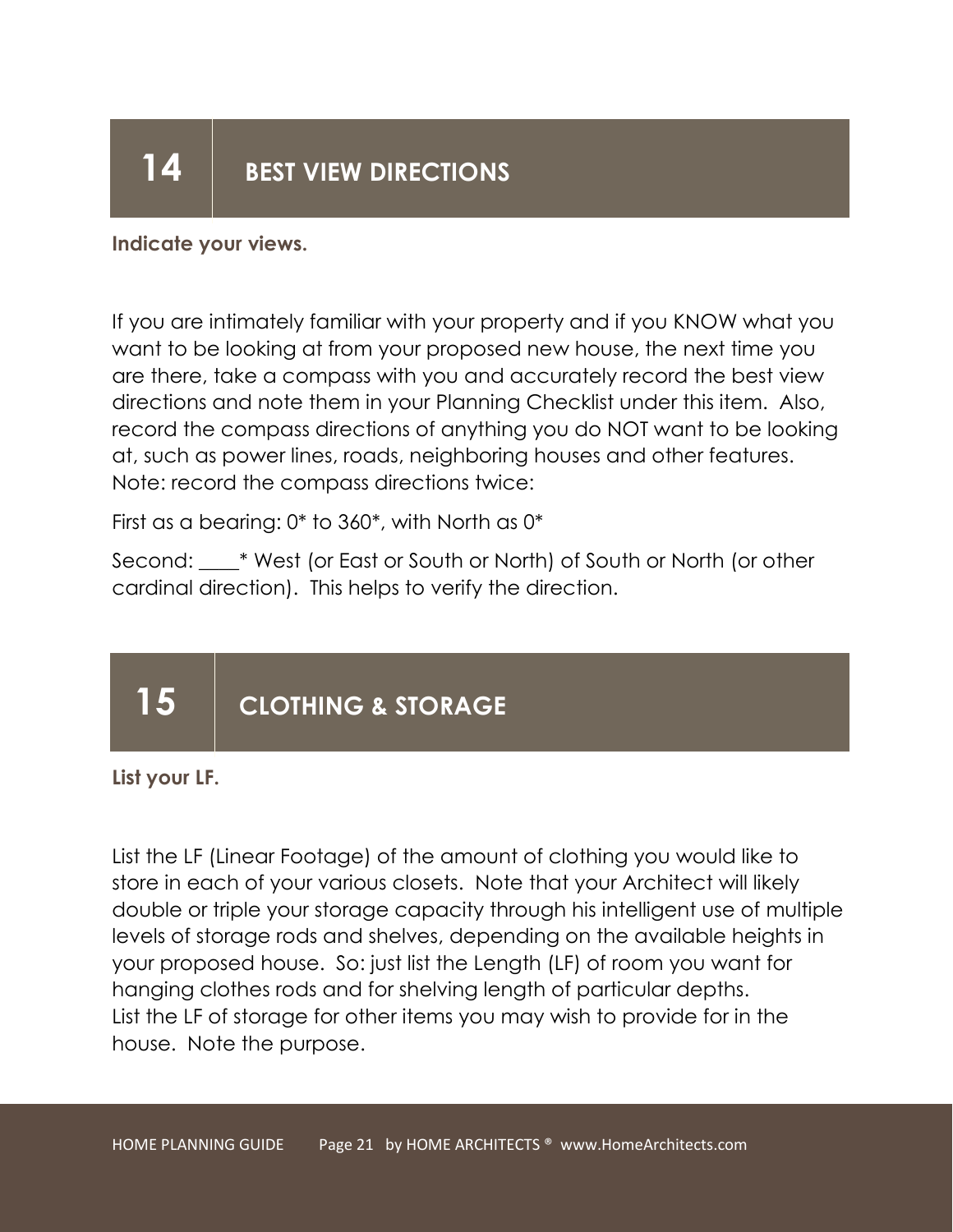## 14 BEST VIEW DIRECTIONS

**Indicate your views.**

If you are intimately familiar with your property and if you KNOW what you want to be looking at from your proposed new house, the next time you are there, take a compass with you and accurately record the best view directions and note them in your Planning Checklist under this item. Also, record the compass directions of anything you do NOT want to be looking at, such as power lines, roads, neighboring houses and other features. Note: record the compass directions twice:

First as a bearing: 0* to 360*, with North as 0*

Second: ____* West (or East or South or North) of South or North (or other cardinal direction). This helps to verify the direction.

## 15 CLOTHING & STORAGE

**List your LF.**

List the LF (Linear Footage) of the amount of clothing you would like to store in each of your various closets. Note that your Architect will likely double or triple your storage capacity through his intelligent use of multiple levels of storage rods and shelves, depending on the available heights in your proposed house. So: just list the Length (LF) of room you want for hanging clothes rods and for shelving length of particular depths.
List the LF of storage for other items you may wish to provide for in the house. Note the purpose.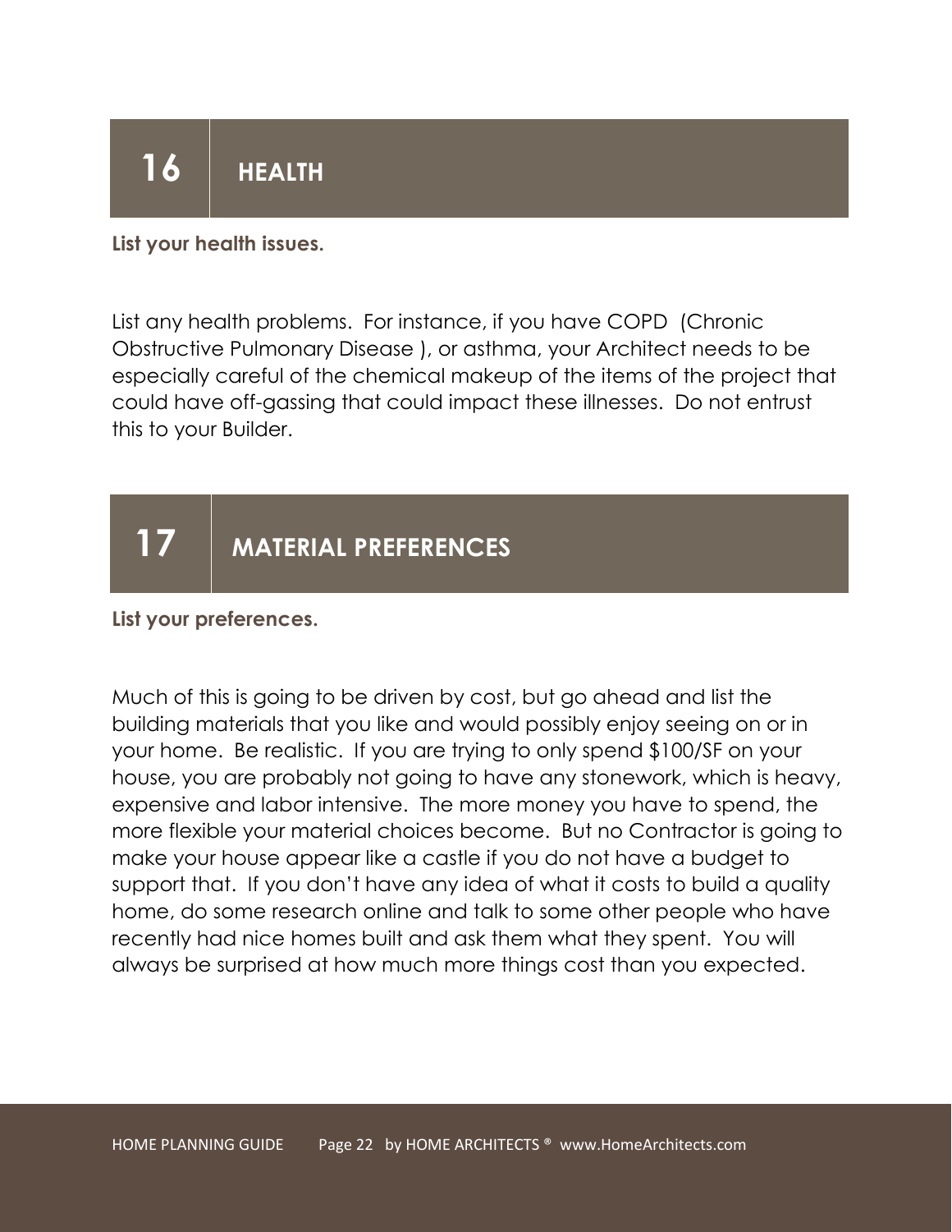## 16 HEALTH

**List your health issues.**

List any health problems. For instance, if you have COPD (Chronic Obstructive Pulmonary Disease ), or asthma, your Architect needs to be especially careful of the chemical makeup of the items of the project that could have off-gassing that could impact these illnesses. Do not entrust this to your Builder.

## 17 MATERIAL PREFERENCES

**List your preferences.**

Much of this is going to be driven by cost, but go ahead and list the building materials that you like and would possibly enjoy seeing on or in your home. Be realistic. If you are trying to only spend $100/SF on your house, you are probably not going to have any stonework, which is heavy, expensive and labor intensive. The more money you have to spend, the more flexible your material choices become. But no Contractor is going to make your house appear like a castle if you do not have a budget to support that. If you don't have any idea of what it costs to build a quality home, do some research online and talk to some other people who have recently had nice homes built and ask them what they spent. You will always be surprised at how much more things cost than you expected.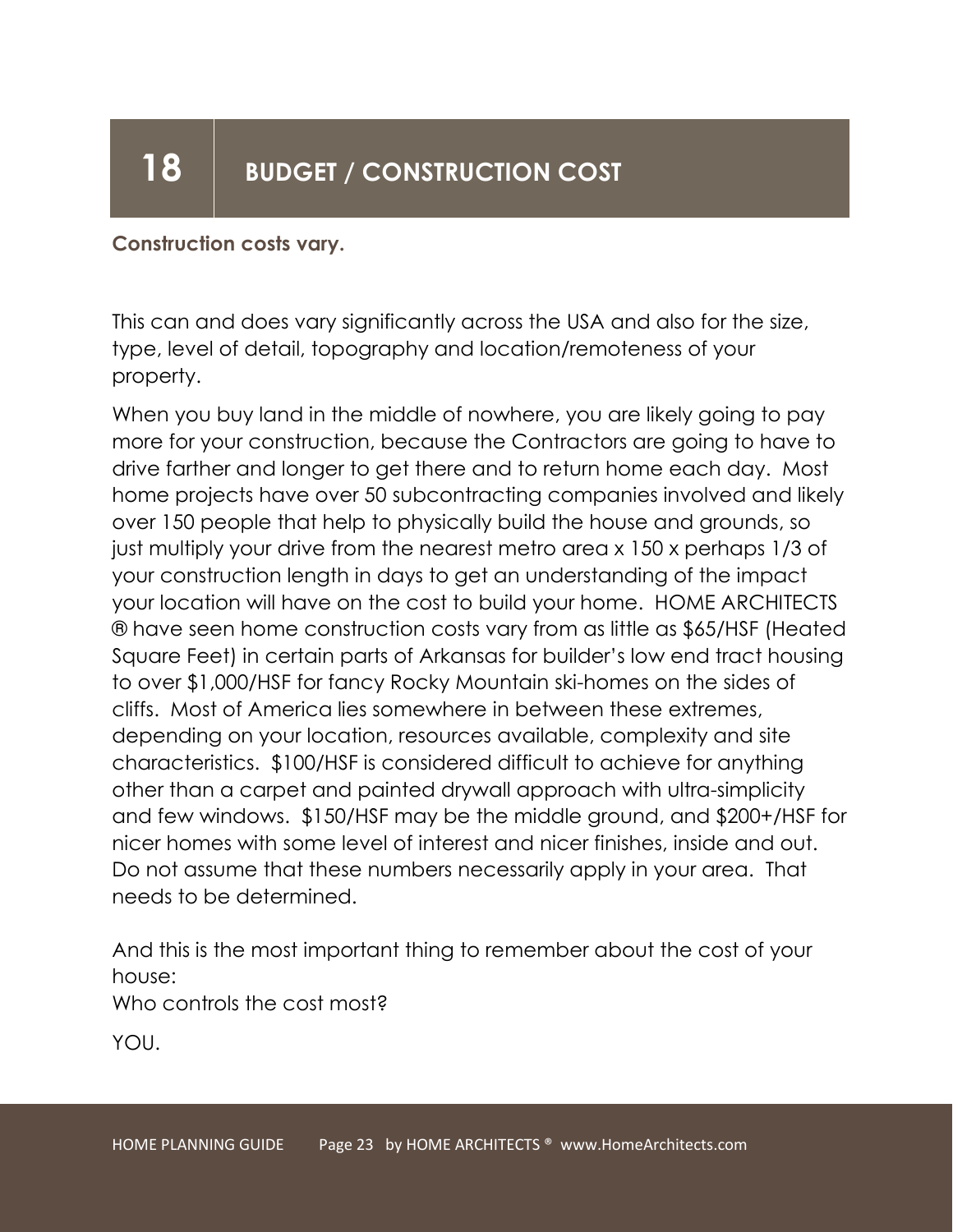# 18 BUDGET / CONSTRUCTION COST

**Construction costs vary.**

This can and does vary significantly across the USA and also for the size, type, level of detail, topography and location/remoteness of your property.

When you buy land in the middle of nowhere, you are likely going to pay more for your construction, because the Contractors are going to have to drive farther and longer to get there and to return home each day. Most home projects have over 50 subcontracting companies involved and likely over 150 people that help to physically build the house and grounds, so just multiply your drive from the nearest metro area x 150 x perhaps 1/3 of your construction length in days to get an understanding of the impact your location will have on the cost to build your home. HOME ARCHITECTS ® have seen home construction costs vary from as little as $65/HSF (Heated Square Feet) in certain parts of Arkansas for builder's low end tract housing to over $1,000/HSF for fancy Rocky Mountain ski-homes on the sides of cliffs. Most of America lies somewhere in between these extremes, depending on your location, resources available, complexity and site characteristics. $100/HSF is considered difficult to achieve for anything other than a carpet and painted drywall approach with ultra-simplicity and few windows. $150/HSF may be the middle ground, and $200+/HSF for nicer homes with some level of interest and nicer finishes, inside and out. Do not assume that these numbers necessarily apply in your area. That needs to be determined.

And this is the most important thing to remember about the cost of your house:
Who controls the cost most?

YOU.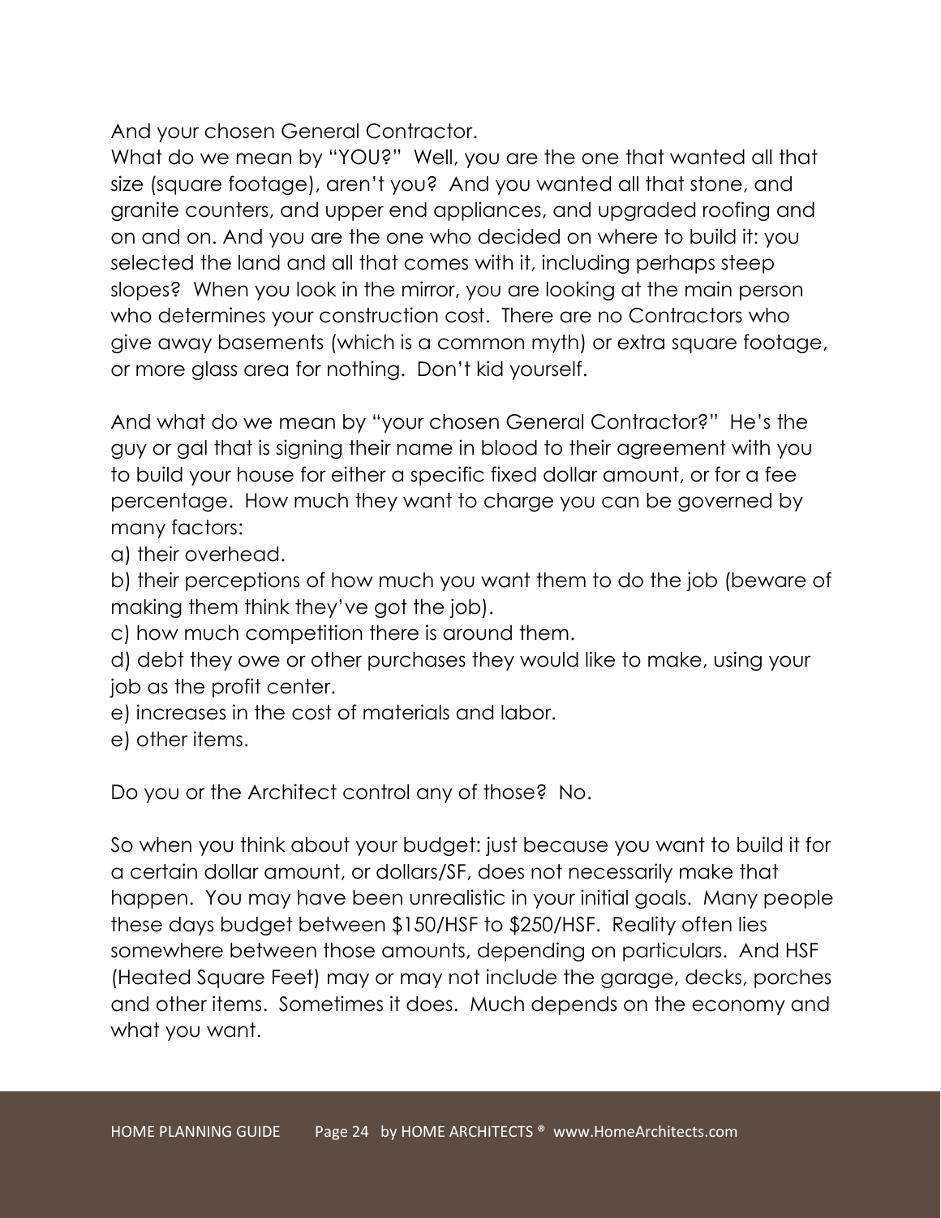And your chosen General Contractor.
What do we mean by "YOU?" Well, you are the one that wanted all that size (square footage), aren't you? And you wanted all that stone, and granite counters, and upper end appliances, and upgraded roofing and on and on. And you are the one who decided on where to build it: you selected the land and all that comes with it, including perhaps steep slopes? When you look in the mirror, you are looking at the main person who determines your construction cost. There are no Contractors who give away basements (which is a common myth) or extra square footage, or more glass area for nothing. Don't kid yourself.

And what do we mean by "your chosen General Contractor?" He's the guy or gal that is signing their name in blood to their agreement with you to build your house for either a specific fixed dollar amount, or for a fee percentage. How much they want to charge you can be governed by many factors:
a) their overhead.
b) their perceptions of how much you want them to do the job (beware of making them think they've got the job).
c) how much competition there is around them.
d) debt they owe or other purchases they would like to make, using your job as the profit center.
e) increases in the cost of materials and labor.
e) other items.

Do you or the Architect control any of those? No.

So when you think about your budget: just because you want to build it for a certain dollar amount, or dollars/SF, does not necessarily make that happen. You may have been unrealistic in your initial goals. Many people these days budget between $150/HSF to $250/HSF. Reality often lies somewhere between those amounts, depending on particulars. And HSF (Heated Square Feet) may or may not include the garage, decks, porches and other items. Sometimes it does. Much depends on the economy and what you want.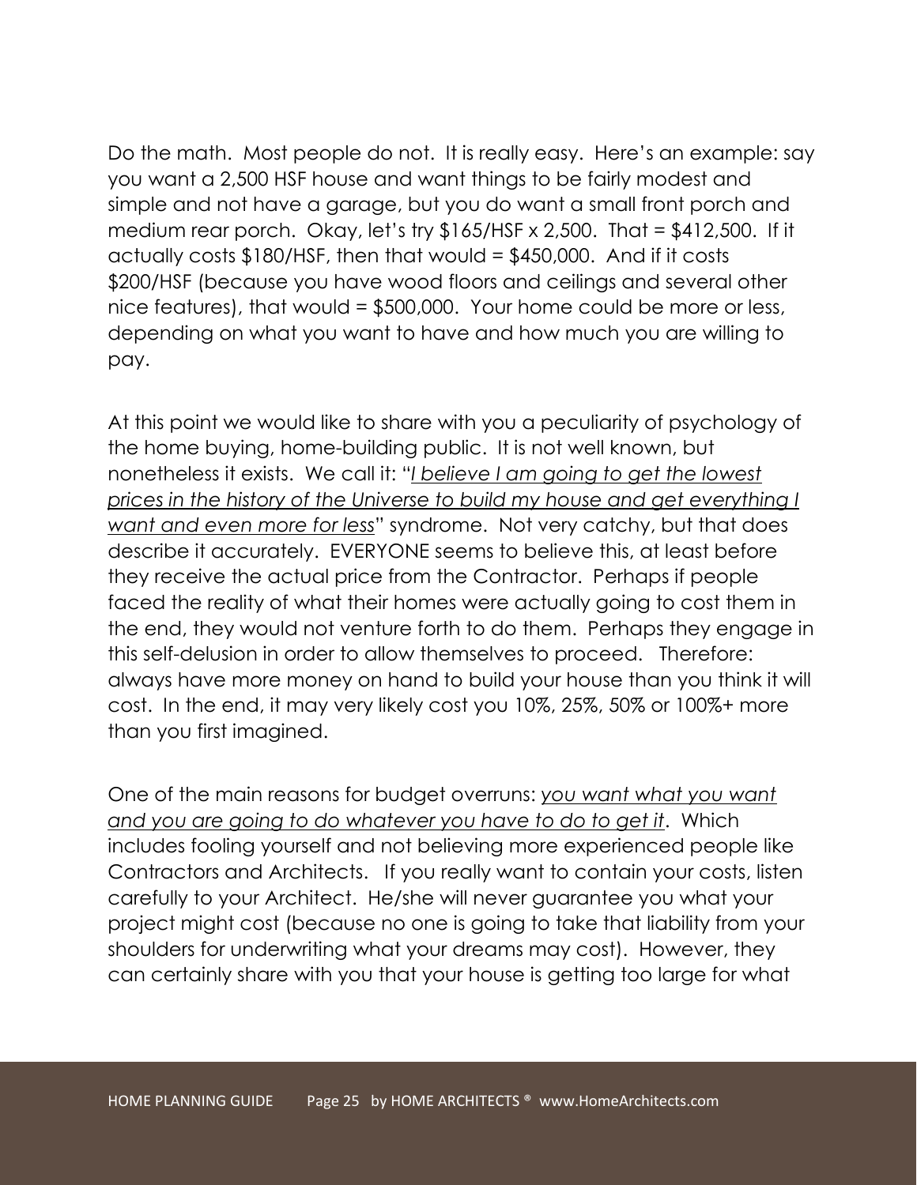Do the math. Most people do not. It is really easy. Here's an example: say you want a 2,500 HSF house and want things to be fairly modest and simple and not have a garage, but you do want a small front porch and medium rear porch. Okay, let's try \$165/HSF x 2,500. That = \$412,500. If it actually costs \$180/HSF, then that would = \$450,000. And if it costs \$200/HSF (because you have wood floors and ceilings and several other nice features), that would = \$500,000. Your home could be more or less, depending on what you want to have and how much you are willing to pay.

At this point we would like to share with you a peculiarity of psychology of the home buying, home-building public. It is not well known, but nonetheless it exists. We call it: "*I believe I am going to get the lowest prices in the history of the Universe to build my house and get everything I want and even more for less*" syndrome. Not very catchy, but that does describe it accurately. EVERYONE seems to believe this, at least before they receive the actual price from the Contractor. Perhaps if people faced the reality of what their homes were actually going to cost them in the end, they would not venture forth to do them. Perhaps they engage in this self-delusion in order to allow themselves to proceed. Therefore: always have more money on hand to build your house than you think it will cost. In the end, it may very likely cost you 10%, 25%, 50% or 100%+ more than you first imagined.

One of the main reasons for budget overruns: *you want what you want and you are going to do whatever you have to do to get it*. Which includes fooling yourself and not believing more experienced people like Contractors and Architects. If you really want to contain your costs, listen carefully to your Architect. He/she will never guarantee you what your project might cost (because no one is going to take that liability from your shoulders for underwriting what your dreams may cost). However, they can certainly share with you that your house is getting too large for what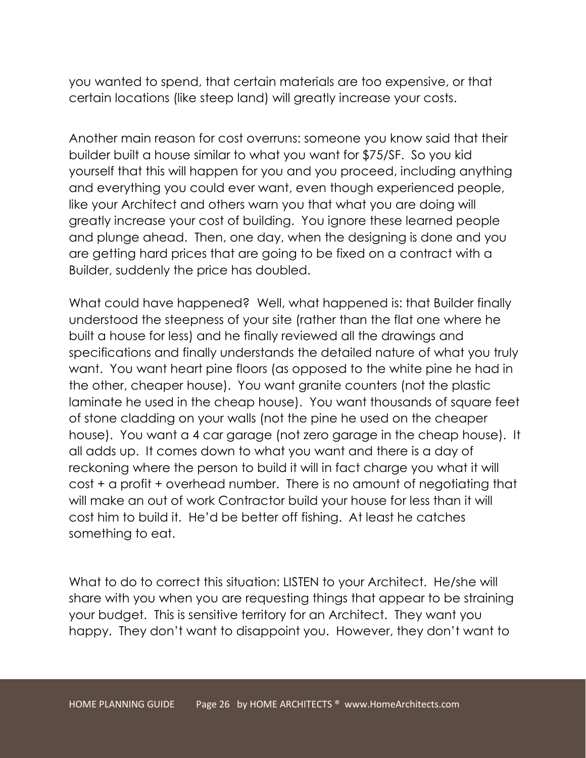you wanted to spend, that certain materials are too expensive, or that certain locations (like steep land) will greatly increase your costs.

Another main reason for cost overruns: someone you know said that their builder built a house similar to what you want for $75/SF. So you kid yourself that this will happen for you and you proceed, including anything and everything you could ever want, even though experienced people, like your Architect and others warn you that what you are doing will greatly increase your cost of building. You ignore these learned people and plunge ahead. Then, one day, when the designing is done and you are getting hard prices that are going to be fixed on a contract with a Builder, suddenly the price has doubled.

What could have happened? Well, what happened is: that Builder finally understood the steepness of your site (rather than the flat one where he built a house for less) and he finally reviewed all the drawings and specifications and finally understands the detailed nature of what you truly want. You want heart pine floors (as opposed to the white pine he had in the other, cheaper house). You want granite counters (not the plastic laminate he used in the cheap house). You want thousands of square feet of stone cladding on your walls (not the pine he used on the cheaper house). You want a 4 car garage (not zero garage in the cheap house). It all adds up. It comes down to what you want and there is a day of reckoning where the person to build it will in fact charge you what it will cost + a profit + overhead number. There is no amount of negotiating that will make an out of work Contractor build your house for less than it will cost him to build it. He'd be better off fishing. At least he catches something to eat.

What to do to correct this situation: LISTEN to your Architect. He/she will share with you when you are requesting things that appear to be straining your budget. This is sensitive territory for an Architect. They want you happy. They don't want to disappoint you. However, they don't want to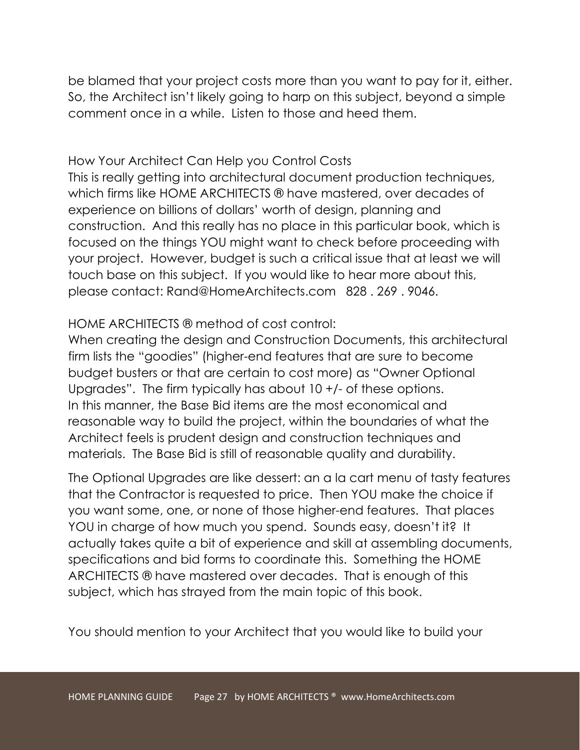be blamed that your project costs more than you want to pay for it, either. So, the Architect isn't likely going to harp on this subject, beyond a simple comment once in a while. Listen to those and heed them.

## How Your Architect Can Help you Control Costs

This is really getting into architectural document production techniques, which firms like HOME ARCHITECTS ® have mastered, over decades of experience on billions of dollars' worth of design, planning and construction. And this really has no place in this particular book, which is focused on the things YOU might want to check before proceeding with your project. However, budget is such a critical issue that at least we will touch base on this subject. If you would like to hear more about this, please contact: Rand@HomeArchitects.com 828 . 269 . 9046.

HOME ARCHITECTS ® method of cost control:

When creating the design and Construction Documents, this architectural firm lists the "goodies" (higher-end features that are sure to become budget busters or that are certain to cost more) as "Owner Optional Upgrades". The firm typically has about 10 +/- of these options. In this manner, the Base Bid items are the most economical and reasonable way to build the project, within the boundaries of what the Architect feels is prudent design and construction techniques and materials. The Base Bid is still of reasonable quality and durability.

The Optional Upgrades are like dessert: an a la cart menu of tasty features that the Contractor is requested to price. Then YOU make the choice if you want some, one, or none of those higher-end features. That places YOU in charge of how much you spend. Sounds easy, doesn't it? It actually takes quite a bit of experience and skill at assembling documents, specifications and bid forms to coordinate this. Something the HOME ARCHITECTS ® have mastered over decades. That is enough of this subject, which has strayed from the main topic of this book.

You should mention to your Architect that you would like to build your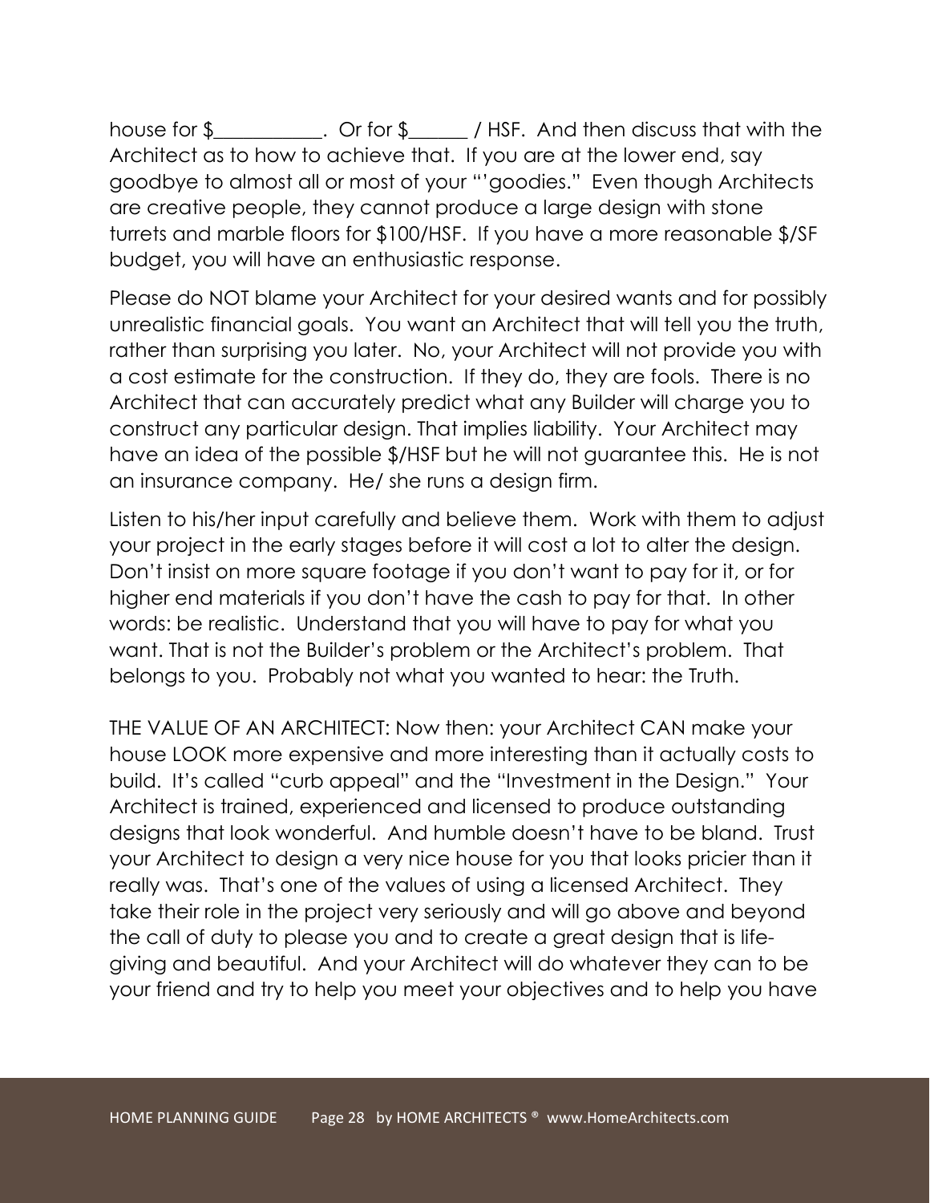house for $___________. Or for $______ / HSF. And then discuss that with the Architect as to how to achieve that. If you are at the lower end, say goodbye to almost all or most of your "'goodies." Even though Architects are creative people, they cannot produce a large design with stone turrets and marble floors for $100/HSF. If you have a more reasonable $/SF budget, you will have an enthusiastic response.

Please do NOT blame your Architect for your desired wants and for possibly unrealistic financial goals. You want an Architect that will tell you the truth, rather than surprising you later. No, your Architect will not provide you with a cost estimate for the construction. If they do, they are fools. There is no Architect that can accurately predict what any Builder will charge you to construct any particular design. That implies liability. Your Architect may have an idea of the possible $/HSF but he will not guarantee this. He is not an insurance company. He/ she runs a design firm.

Listen to his/her input carefully and believe them. Work with them to adjust your project in the early stages before it will cost a lot to alter the design. Don't insist on more square footage if you don't want to pay for it, or for higher end materials if you don't have the cash to pay for that. In other words: be realistic. Understand that you will have to pay for what you want. That is not the Builder's problem or the Architect's problem. That belongs to you. Probably not what you wanted to hear: the Truth.

THE VALUE OF AN ARCHITECT: Now then: your Architect CAN make your house LOOK more expensive and more interesting than it actually costs to build. It's called "curb appeal" and the "Investment in the Design." Your Architect is trained, experienced and licensed to produce outstanding designs that look wonderful. And humble doesn't have to be bland. Trust your Architect to design a very nice house for you that looks pricier than it really was. That's one of the values of using a licensed Architect. They take their role in the project very seriously and will go above and beyond the call of duty to please you and to create a great design that is life-giving and beautiful. And your Architect will do whatever they can to be your friend and try to help you meet your objectives and to help you have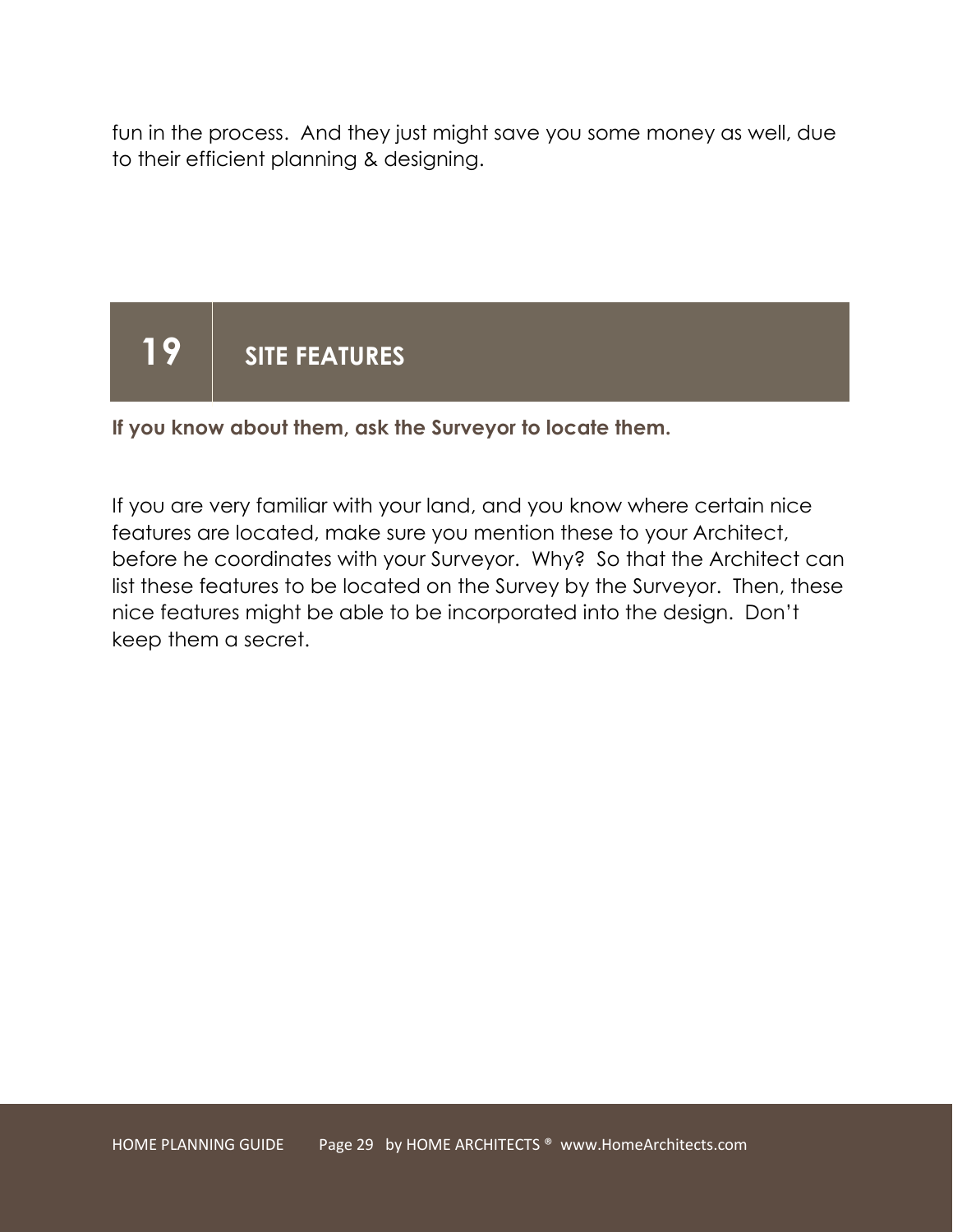fun in the process. And they just might save you some money as well, due to their efficient planning & designing.

## 19 SITE FEATURES

**If you know about them, ask the Surveyor to locate them.**

If you are very familiar with your land, and you know where certain nice features are located, make sure you mention these to your Architect, before he coordinates with your Surveyor. Why? So that the Architect can list these features to be located on the Survey by the Surveyor. Then, these nice features might be able to be incorporated into the design. Don't keep them a secret.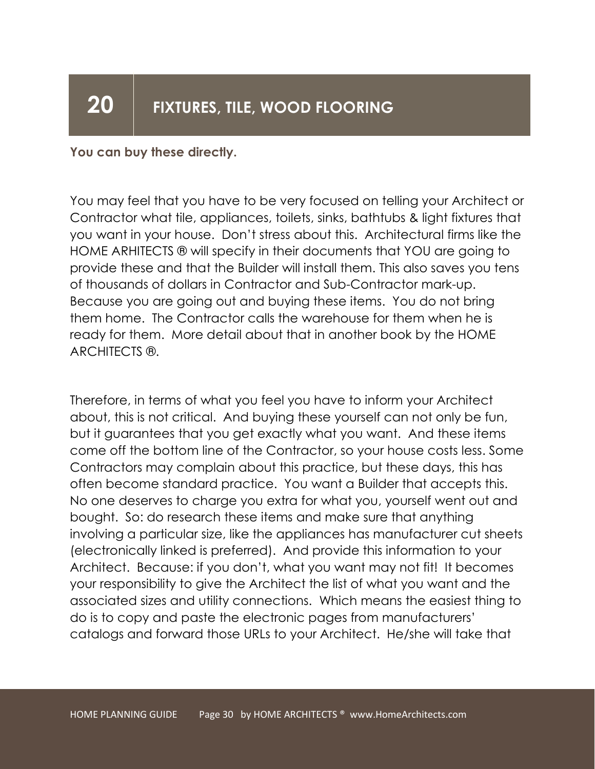# 20 FIXTURES, TILE, WOOD FLOORING

**You can buy these directly.**

You may feel that you have to be very focused on telling your Architect or Contractor what tile, appliances, toilets, sinks, bathtubs & light fixtures that you want in your house. Don't stress about this. Architectural firms like the HOME ARHITECTS ® will specify in their documents that YOU are going to provide these and that the Builder will install them. This also saves you tens of thousands of dollars in Contractor and Sub-Contractor mark-up. Because you are going out and buying these items. You do not bring them home. The Contractor calls the warehouse for them when he is ready for them. More detail about that in another book by the HOME ARCHITECTS ®.

Therefore, in terms of what you feel you have to inform your Architect about, this is not critical. And buying these yourself can not only be fun, but it guarantees that you get exactly what you want. And these items come off the bottom line of the Contractor, so your house costs less. Some Contractors may complain about this practice, but these days, this has often become standard practice. You want a Builder that accepts this. No one deserves to charge you extra for what you, yourself went out and bought. So: do research these items and make sure that anything involving a particular size, like the appliances has manufacturer cut sheets (electronically linked is preferred). And provide this information to your Architect. Because: if you don't, what you want may not fit! It becomes your responsibility to give the Architect the list of what you want and the associated sizes and utility connections. Which means the easiest thing to do is to copy and paste the electronic pages from manufacturers' catalogs and forward those URLs to your Architect. He/she will take that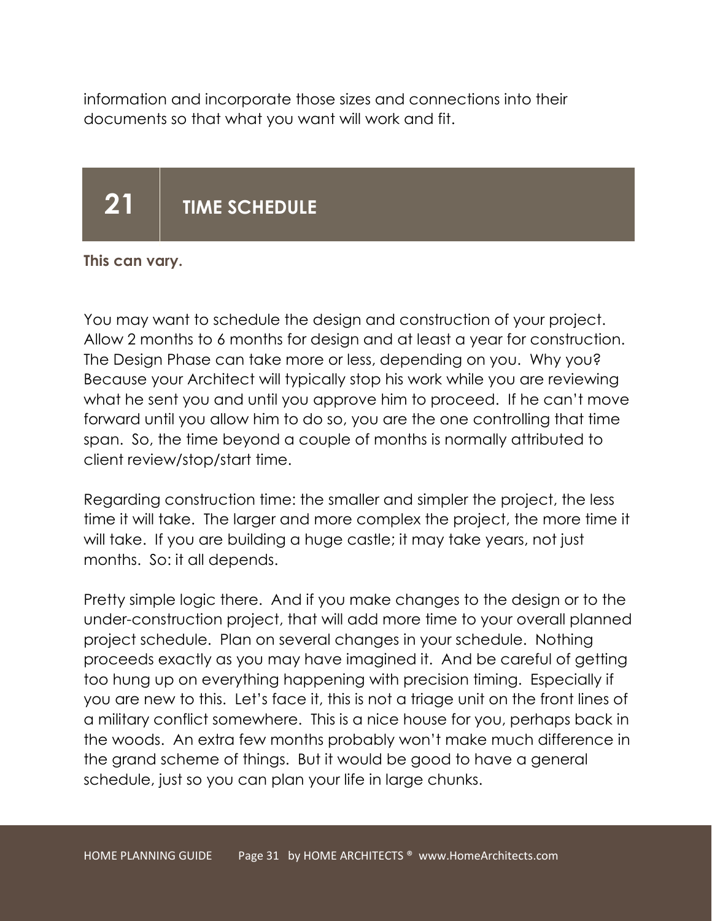information and incorporate those sizes and connections into their documents so that what you want will work and fit.

## 21 TIME SCHEDULE

**This can vary.**

You may want to schedule the design and construction of your project. Allow 2 months to 6 months for design and at least a year for construction. The Design Phase can take more or less, depending on you. Why you? Because your Architect will typically stop his work while you are reviewing what he sent you and until you approve him to proceed. If he can't move forward until you allow him to do so, you are the one controlling that time span. So, the time beyond a couple of months is normally attributed to client review/stop/start time.

Regarding construction time: the smaller and simpler the project, the less time it will take. The larger and more complex the project, the more time it will take. If you are building a huge castle; it may take years, not just months. So: it all depends.

Pretty simple logic there. And if you make changes to the design or to the under-construction project, that will add more time to your overall planned project schedule. Plan on several changes in your schedule. Nothing proceeds exactly as you may have imagined it. And be careful of getting too hung up on everything happening with precision timing. Especially if you are new to this. Let's face it, this is not a triage unit on the front lines of a military conflict somewhere. This is a nice house for you, perhaps back in the woods. An extra few months probably won't make much difference in the grand scheme of things. But it would be good to have a general schedule, just so you can plan your life in large chunks.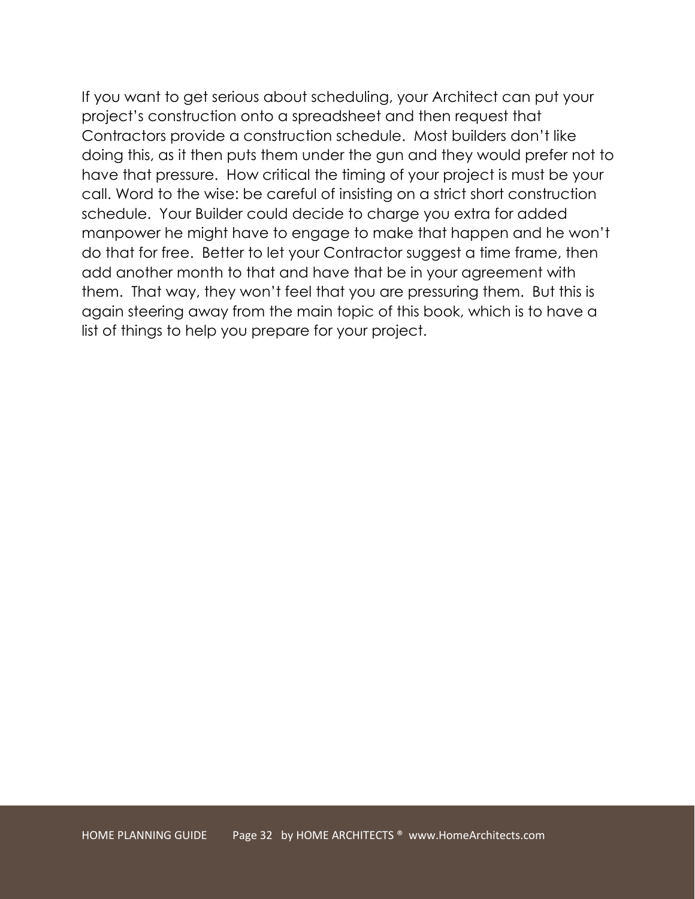If you want to get serious about scheduling, your Architect can put your project's construction onto a spreadsheet and then request that Contractors provide a construction schedule. Most builders don't like doing this, as it then puts them under the gun and they would prefer not to have that pressure. How critical the timing of your project is must be your call. Word to the wise: be careful of insisting on a strict short construction schedule. Your Builder could decide to charge you extra for added manpower he might have to engage to make that happen and he won't do that for free. Better to let your Contractor suggest a time frame, then add another month to that and have that be in your agreement with them. That way, they won't feel that you are pressuring them. But this is again steering away from the main topic of this book, which is to have a list of things to help you prepare for your project.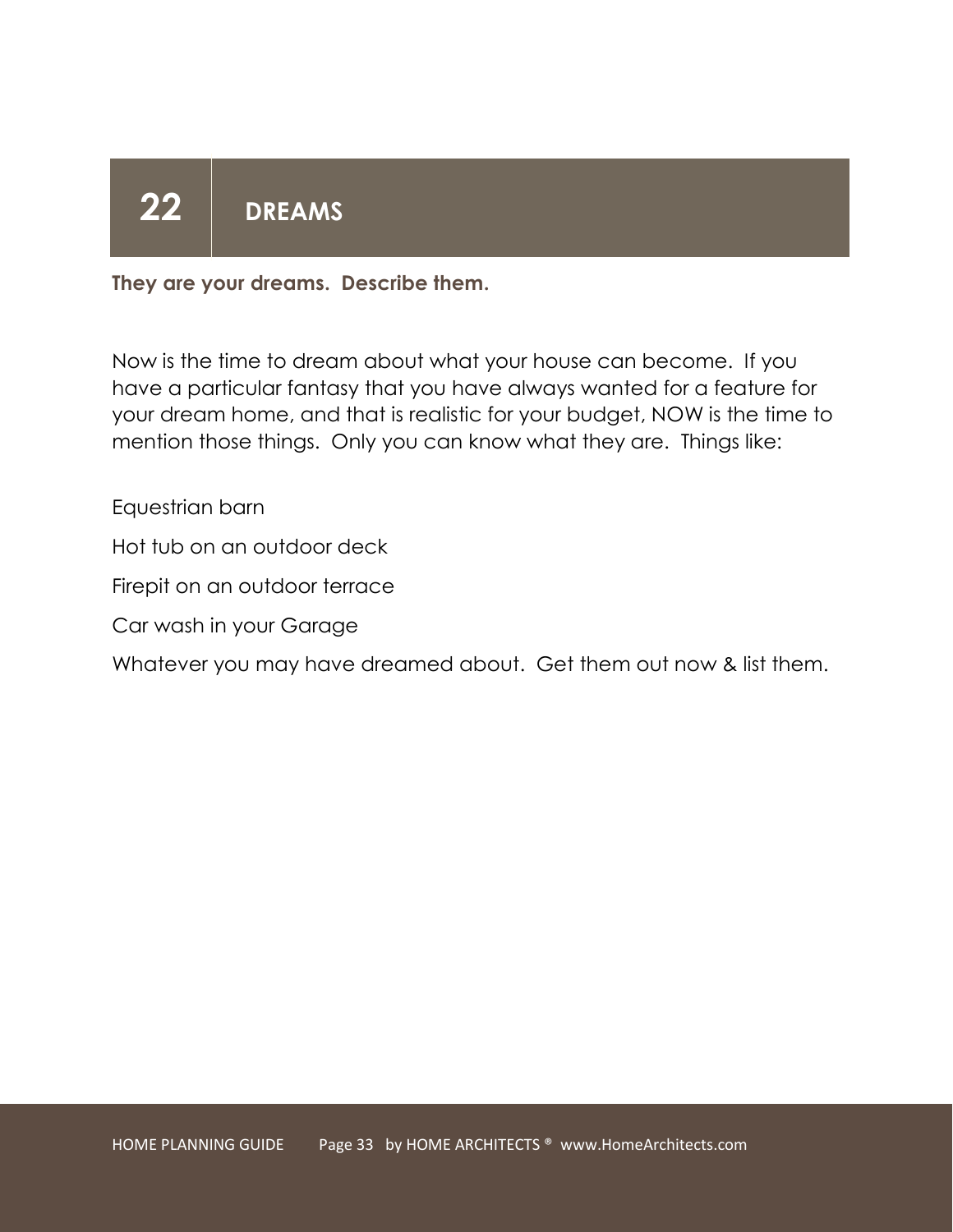## 22 DREAMS

**They are your dreams. Describe them.**

Now is the time to dream about what your house can become. If you have a particular fantasy that you have always wanted for a feature for your dream home, and that is realistic for your budget, NOW is the time to mention those things. Only you can know what they are. Things like:

Equestrian barn

Hot tub on an outdoor deck

Firepit on an outdoor terrace

Car wash in your Garage

Whatever you may have dreamed about. Get them out now & list them.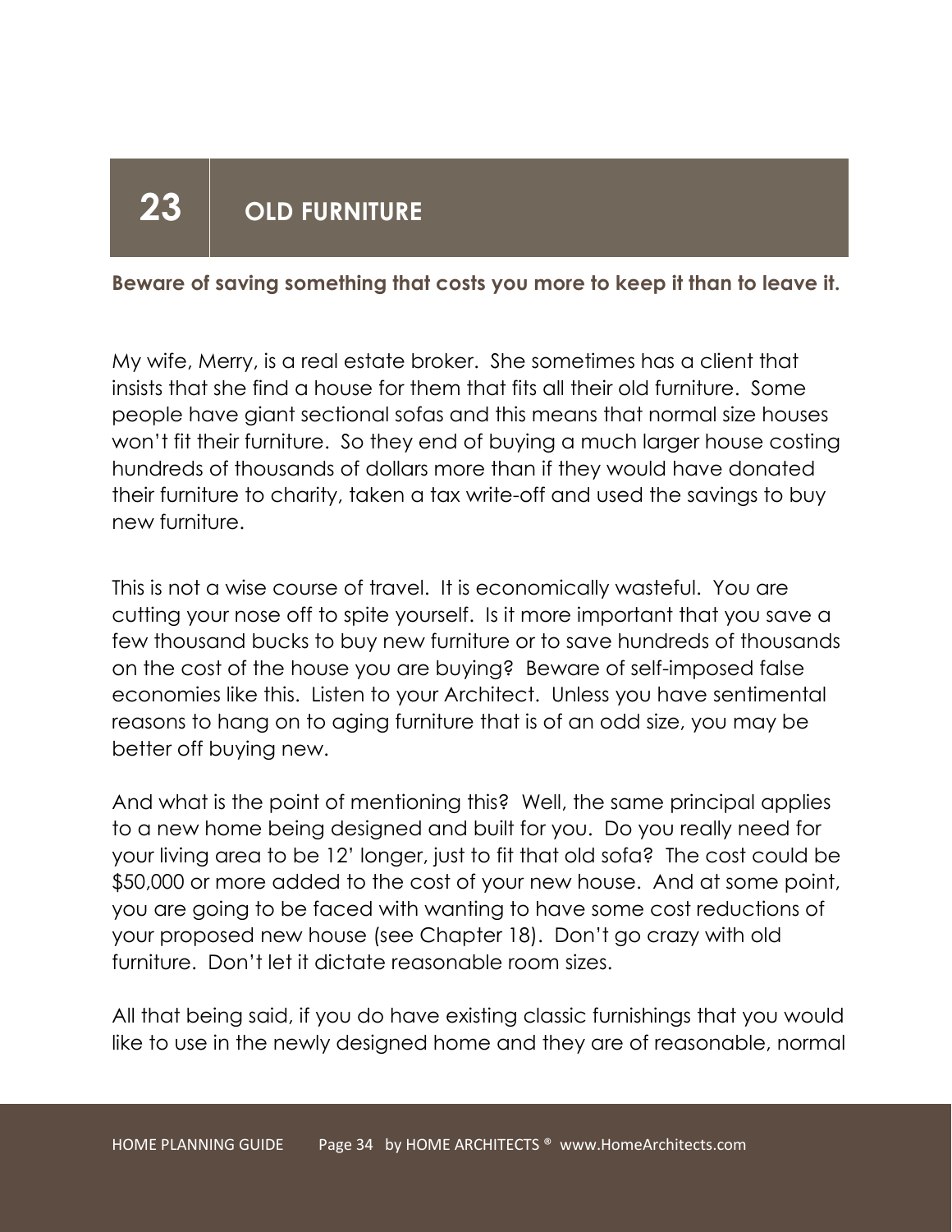# 23 OLD FURNITURE

**Beware of saving something that costs you more to keep it than to leave it.**

My wife, Merry, is a real estate broker. She sometimes has a client that insists that she find a house for them that fits all their old furniture. Some people have giant sectional sofas and this means that normal size houses won't fit their furniture. So they end of buying a much larger house costing hundreds of thousands of dollars more than if they would have donated their furniture to charity, taken a tax write-off and used the savings to buy new furniture.

This is not a wise course of travel. It is economically wasteful. You are cutting your nose off to spite yourself. Is it more important that you save a few thousand bucks to buy new furniture or to save hundreds of thousands on the cost of the house you are buying? Beware of self-imposed false economies like this. Listen to your Architect. Unless you have sentimental reasons to hang on to aging furniture that is of an odd size, you may be better off buying new.

And what is the point of mentioning this? Well, the same principal applies to a new home being designed and built for you. Do you really need for your living area to be 12' longer, just to fit that old sofa? The cost could be $50,000 or more added to the cost of your new house. And at some point, you are going to be faced with wanting to have some cost reductions of your proposed new house (see Chapter 18). Don't go crazy with old furniture. Don't let it dictate reasonable room sizes.

All that being said, if you do have existing classic furnishings that you would like to use in the newly designed home and they are of reasonable, normal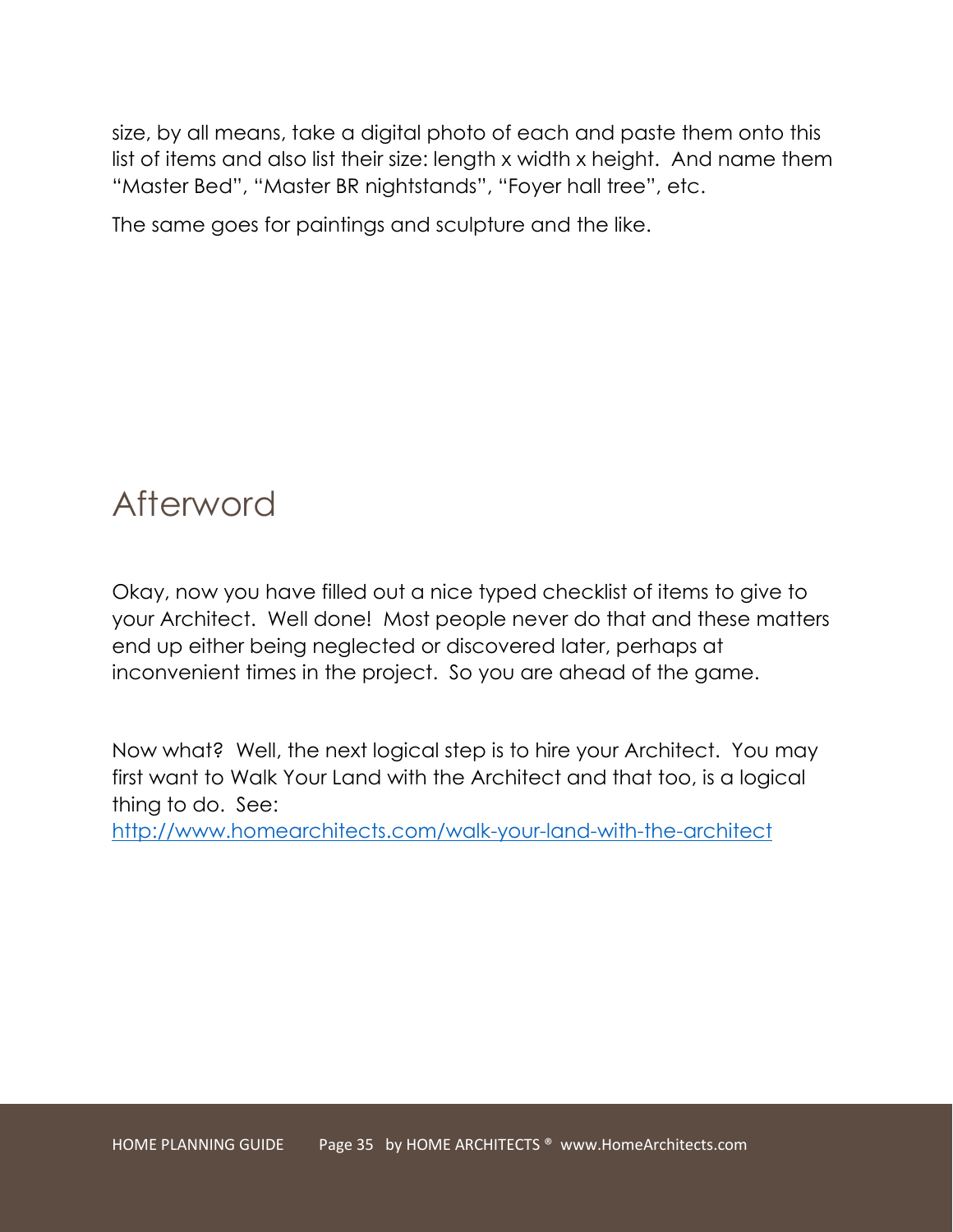size, by all means, take a digital photo of each and paste them onto this list of items and also list their size: length x width x height. And name them "Master Bed", "Master BR nightstands", "Foyer hall tree", etc.

The same goes for paintings and sculpture and the like.

# Afterword

Okay, now you have filled out a nice typed checklist of items to give to your Architect. Well done! Most people never do that and these matters end up either being neglected or discovered later, perhaps at inconvenient times in the project. So you are ahead of the game.

Now what? Well, the next logical step is to hire your Architect. You may first want to Walk Your Land with the Architect and that too, is a logical thing to do. See: [http://www.homearchitects.com/walk-your-land-with-the-architect](http://www.homearchitects.com/walk-your-land-with-the-architect)